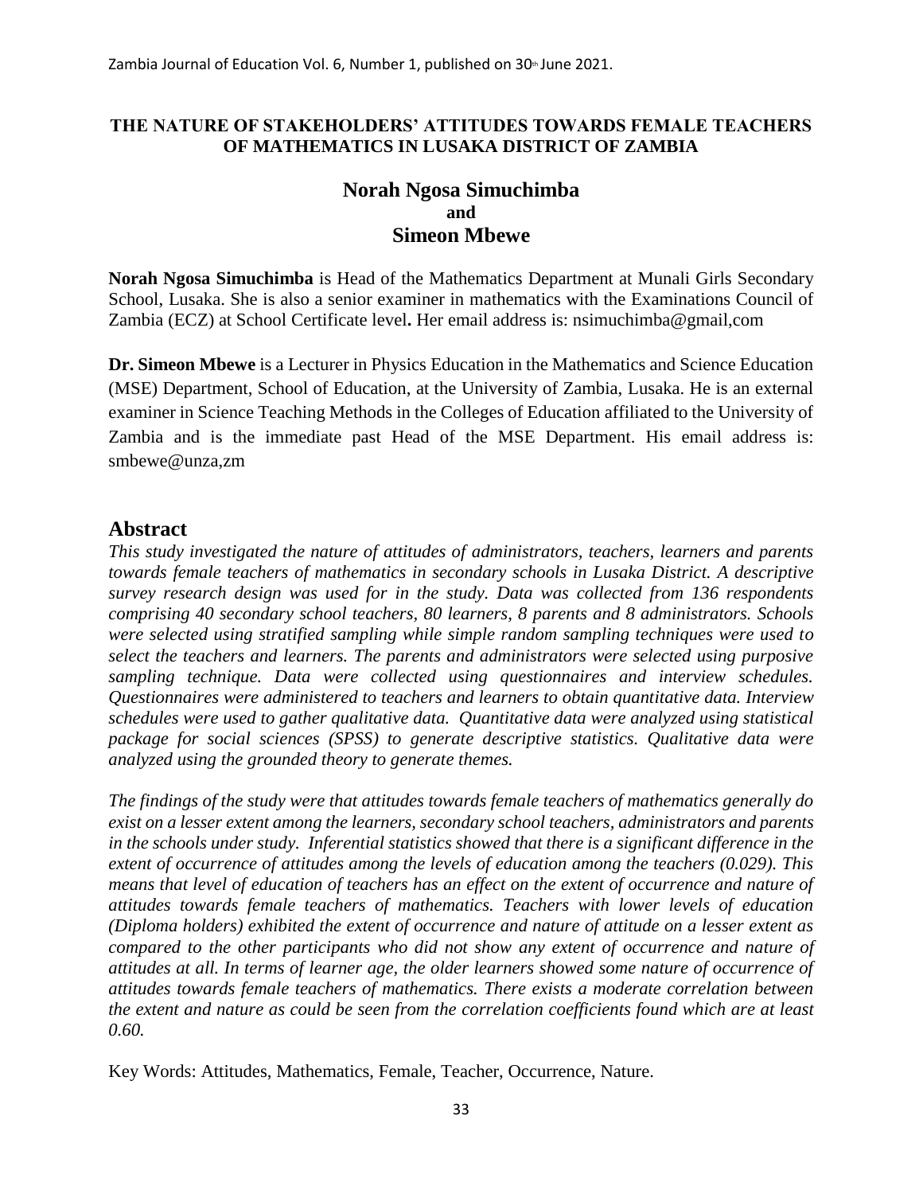# THE NATURE OF STAKEHOLDERS' ATTITUDES TOWARDS FEMALE TEACHERS OF MATHEMATICS IN LUSAKA DISTRICT OF ZAMBIA

**Norah Ngosa Simuchimba**
**and**
**Simeon Mbewe**

**Norah Ngosa Simuchimba** is Head of the Mathematics Department at Munali Girls Secondary School, Lusaka. She is also a senior examiner in mathematics with the Examinations Council of Zambia (ECZ) at School Certificate level**.** Her email address is: nsimuchimba@gmail,com

**Dr. Simeon Mbewe** is a Lecturer in Physics Education in the Mathematics and Science Education (MSE) Department, School of Education, at the University of Zambia, Lusaka. He is an external examiner in Science Teaching Methods in the Colleges of Education affiliated to the University of Zambia and is the immediate past Head of the MSE Department. His email address is: smbewe@unza,zm

## Abstract

*This study investigated the nature of attitudes of administrators, teachers, learners and parents towards female teachers of mathematics in secondary schools in Lusaka District. A descriptive survey research design was used for in the study. Data was collected from 136 respondents comprising 40 secondary school teachers, 80 learners, 8 parents and 8 administrators. Schools were selected using stratified sampling while simple random sampling techniques were used to select the teachers and learners. The parents and administrators were selected using purposive sampling technique. Data were collected using questionnaires and interview schedules. Questionnaires were administered to teachers and learners to obtain quantitative data. Interview schedules were used to gather qualitative data. Quantitative data were analyzed using statistical package for social sciences (SPSS) to generate descriptive statistics. Qualitative data were analyzed using the grounded theory to generate themes.*

*The findings of the study were that attitudes towards female teachers of mathematics generally do exist on a lesser extent among the learners, secondary school teachers, administrators and parents in the schools under study. Inferential statistics showed that there is a significant difference in the extent of occurrence of attitudes among the levels of education among the teachers (0.029). This means that level of education of teachers has an effect on the extent of occurrence and nature of attitudes towards female teachers of mathematics. Teachers with lower levels of education (Diploma holders) exhibited the extent of occurrence and nature of attitude on a lesser extent as compared to the other participants who did not show any extent of occurrence and nature of attitudes at all. In terms of learner age, the older learners showed some nature of occurrence of attitudes towards female teachers of mathematics. There exists a moderate correlation between the extent and nature as could be seen from the correlation coefficients found which are at least 0.60.*

Key Words: Attitudes, Mathematics, Female, Teacher, Occurrence, Nature.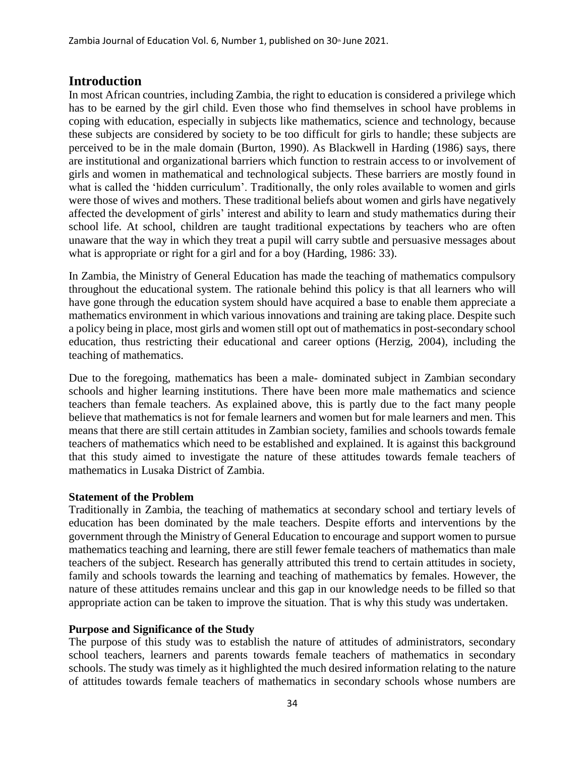## Introduction

In most African countries, including Zambia, the right to education is considered a privilege which has to be earned by the girl child. Even those who find themselves in school have problems in coping with education, especially in subjects like mathematics, science and technology, because these subjects are considered by society to be too difficult for girls to handle; these subjects are perceived to be in the male domain (Burton, 1990). As Blackwell in Harding (1986) says, there are institutional and organizational barriers which function to restrain access to or involvement of girls and women in mathematical and technological subjects. These barriers are mostly found in what is called the 'hidden curriculum'. Traditionally, the only roles available to women and girls were those of wives and mothers. These traditional beliefs about women and girls have negatively affected the development of girls' interest and ability to learn and study mathematics during their school life. At school, children are taught traditional expectations by teachers who are often unaware that the way in which they treat a pupil will carry subtle and persuasive messages about what is appropriate or right for a girl and for a boy (Harding, 1986: 33).

In Zambia, the Ministry of General Education has made the teaching of mathematics compulsory throughout the educational system. The rationale behind this policy is that all learners who will have gone through the education system should have acquired a base to enable them appreciate a mathematics environment in which various innovations and training are taking place. Despite such a policy being in place, most girls and women still opt out of mathematics in post-secondary school education, thus restricting their educational and career options (Herzig, 2004), including the teaching of mathematics.

Due to the foregoing, mathematics has been a male- dominated subject in Zambian secondary schools and higher learning institutions. There have been more male mathematics and science teachers than female teachers. As explained above, this is partly due to the fact many people believe that mathematics is not for female learners and women but for male learners and men. This means that there are still certain attitudes in Zambian society, families and schools towards female teachers of mathematics which need to be established and explained. It is against this background that this study aimed to investigate the nature of these attitudes towards female teachers of mathematics in Lusaka District of Zambia.

### Statement of the Problem

Traditionally in Zambia, the teaching of mathematics at secondary school and tertiary levels of education has been dominated by the male teachers. Despite efforts and interventions by the government through the Ministry of General Education to encourage and support women to pursue mathematics teaching and learning, there are still fewer female teachers of mathematics than male teachers of the subject. Research has generally attributed this trend to certain attitudes in society, family and schools towards the learning and teaching of mathematics by females. However, the nature of these attitudes remains unclear and this gap in our knowledge needs to be filled so that appropriate action can be taken to improve the situation. That is why this study was undertaken.

### Purpose and Significance of the Study

The purpose of this study was to establish the nature of attitudes of administrators, secondary school teachers, learners and parents towards female teachers of mathematics in secondary schools. The study was timely as it highlighted the much desired information relating to the nature of attitudes towards female teachers of mathematics in secondary schools whose numbers are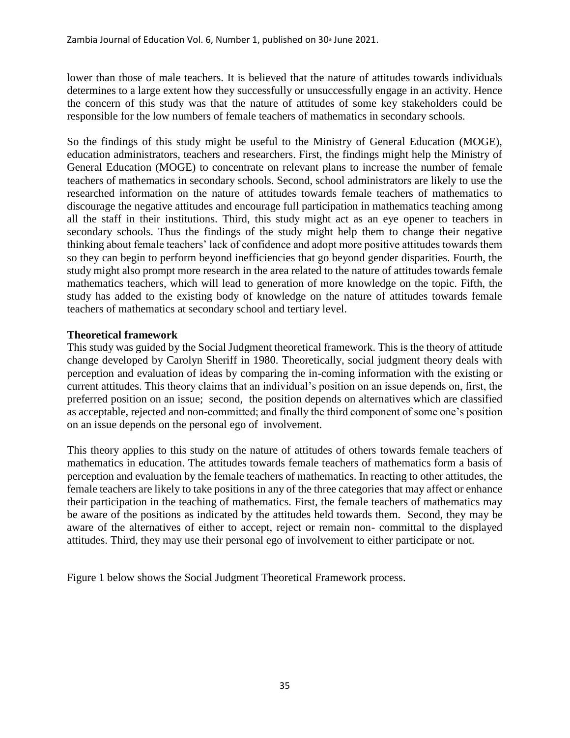lower than those of male teachers. It is believed that the nature of attitudes towards individuals determines to a large extent how they successfully or unsuccessfully engage in an activity. Hence the concern of this study was that the nature of attitudes of some key stakeholders could be responsible for the low numbers of female teachers of mathematics in secondary schools.

So the findings of this study might be useful to the Ministry of General Education (MOGE), education administrators, teachers and researchers. First, the findings might help the Ministry of General Education (MOGE) to concentrate on relevant plans to increase the number of female teachers of mathematics in secondary schools. Second, school administrators are likely to use the researched information on the nature of attitudes towards female teachers of mathematics to discourage the negative attitudes and encourage full participation in mathematics teaching among all the staff in their institutions. Third, this study might act as an eye opener to teachers in secondary schools. Thus the findings of the study might help them to change their negative thinking about female teachers' lack of confidence and adopt more positive attitudes towards them so they can begin to perform beyond inefficiencies that go beyond gender disparities. Fourth, the study might also prompt more research in the area related to the nature of attitudes towards female mathematics teachers, which will lead to generation of more knowledge on the topic. Fifth, the study has added to the existing body of knowledge on the nature of attitudes towards female teachers of mathematics at secondary school and tertiary level.

**Theoretical framework**

This study was guided by the Social Judgment theoretical framework. This is the theory of attitude change developed by Carolyn Sheriff in 1980. Theoretically, social judgment theory deals with perception and evaluation of ideas by comparing the in-coming information with the existing or current attitudes. This theory claims that an individual's position on an issue depends on, first, the preferred position on an issue; second, the position depends on alternatives which are classified as acceptable, rejected and non-committed; and finally the third component of some one's position on an issue depends on the personal ego of involvement.

This theory applies to this study on the nature of attitudes of others towards female teachers of mathematics in education. The attitudes towards female teachers of mathematics form a basis of perception and evaluation by the female teachers of mathematics. In reacting to other attitudes, the female teachers are likely to take positions in any of the three categories that may affect or enhance their participation in the teaching of mathematics. First, the female teachers of mathematics may be aware of the positions as indicated by the attitudes held towards them. Second, they may be aware of the alternatives of either to accept, reject or remain non- committal to the displayed attitudes. Third, they may use their personal ego of involvement to either participate or not.

Figure 1 below shows the Social Judgment Theoretical Framework process.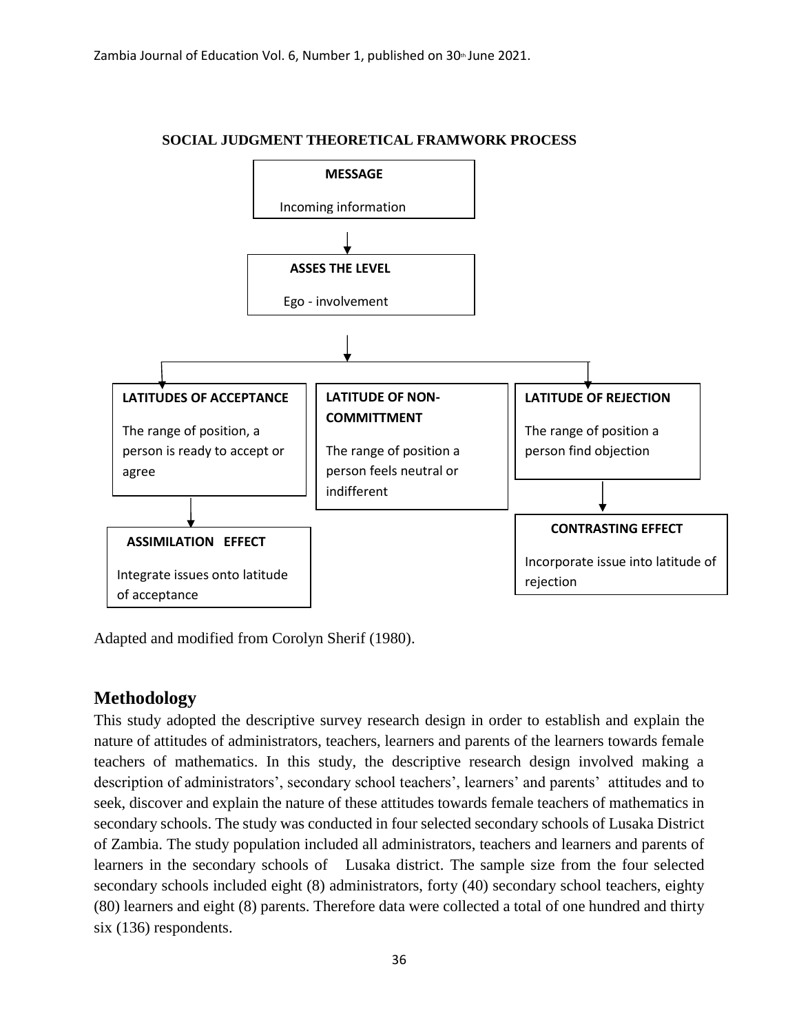**SOCIAL JUDGMENT THEORETICAL FRAMWORK PROCESS**

**MESSAGE**

Incoming information

↓

**ASSES THE LEVEL**

Ego - involvement

↓

**LATITUDES OF ACCEPTANCE**

The range of position, a person is ready to accept or agree

**LATITUDE OF NON-COMMITTMENT**

The range of position a person feels neutral or indifferent

**LATITUDE OF REJECTION**

The range of position a person find objection

**ASSIMILATION EFFECT**

Integrate issues onto latitude of acceptance

**CONTRASTING EFFECT**

Incorporate issue into latitude of rejection

Adapted and modified from Corolyn Sherif (1980).

## Methodology

This study adopted the descriptive survey research design in order to establish and explain the nature of attitudes of administrators, teachers, learners and parents of the learners towards female teachers of mathematics. In this study, the descriptive research design involved making a description of administrators', secondary school teachers', learners' and parents' attitudes and to seek, discover and explain the nature of these attitudes towards female teachers of mathematics in secondary schools. The study was conducted in four selected secondary schools of Lusaka District of Zambia. The study population included all administrators, teachers and learners and parents of learners in the secondary schools of Lusaka district. The sample size from the four selected secondary schools included eight (8) administrators, forty (40) secondary school teachers, eighty (80) learners and eight (8) parents. Therefore data were collected a total of one hundred and thirty six (136) respondents.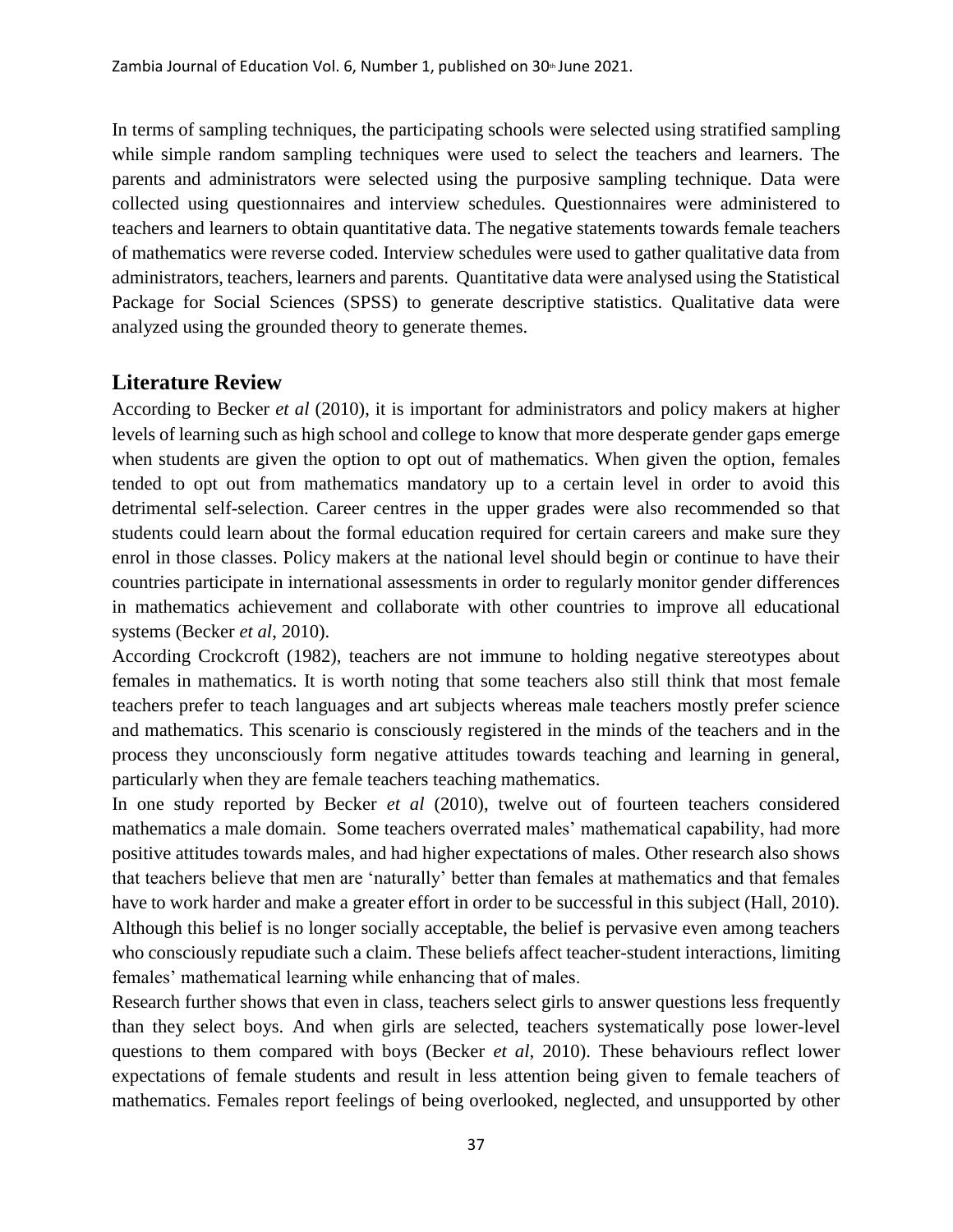In terms of sampling techniques, the participating schools were selected using stratified sampling while simple random sampling techniques were used to select the teachers and learners. The parents and administrators were selected using the purposive sampling technique. Data were collected using questionnaires and interview schedules. Questionnaires were administered to teachers and learners to obtain quantitative data. The negative statements towards female teachers of mathematics were reverse coded. Interview schedules were used to gather qualitative data from administrators, teachers, learners and parents. Quantitative data were analysed using the Statistical Package for Social Sciences (SPSS) to generate descriptive statistics. Qualitative data were analyzed using the grounded theory to generate themes.

## Literature Review

According to Becker *et al* (2010), it is important for administrators and policy makers at higher levels of learning such as high school and college to know that more desperate gender gaps emerge when students are given the option to opt out of mathematics. When given the option, females tended to opt out from mathematics mandatory up to a certain level in order to avoid this detrimental self-selection. Career centres in the upper grades were also recommended so that students could learn about the formal education required for certain careers and make sure they enrol in those classes. Policy makers at the national level should begin or continue to have their countries participate in international assessments in order to regularly monitor gender differences in mathematics achievement and collaborate with other countries to improve all educational systems (Becker *et al*, 2010).

According Crockcroft (1982), teachers are not immune to holding negative stereotypes about females in mathematics. It is worth noting that some teachers also still think that most female teachers prefer to teach languages and art subjects whereas male teachers mostly prefer science and mathematics. This scenario is consciously registered in the minds of the teachers and in the process they unconsciously form negative attitudes towards teaching and learning in general, particularly when they are female teachers teaching mathematics.

In one study reported by Becker *et al* (2010), twelve out of fourteen teachers considered mathematics a male domain. Some teachers overrated males' mathematical capability, had more positive attitudes towards males, and had higher expectations of males. Other research also shows that teachers believe that men are 'naturally' better than females at mathematics and that females have to work harder and make a greater effort in order to be successful in this subject (Hall, 2010). Although this belief is no longer socially acceptable, the belief is pervasive even among teachers who consciously repudiate such a claim. These beliefs affect teacher-student interactions, limiting females' mathematical learning while enhancing that of males.

Research further shows that even in class, teachers select girls to answer questions less frequently than they select boys. And when girls are selected, teachers systematically pose lower-level questions to them compared with boys (Becker *et al*, 2010). These behaviours reflect lower expectations of female students and result in less attention being given to female teachers of mathematics. Females report feelings of being overlooked, neglected, and unsupported by other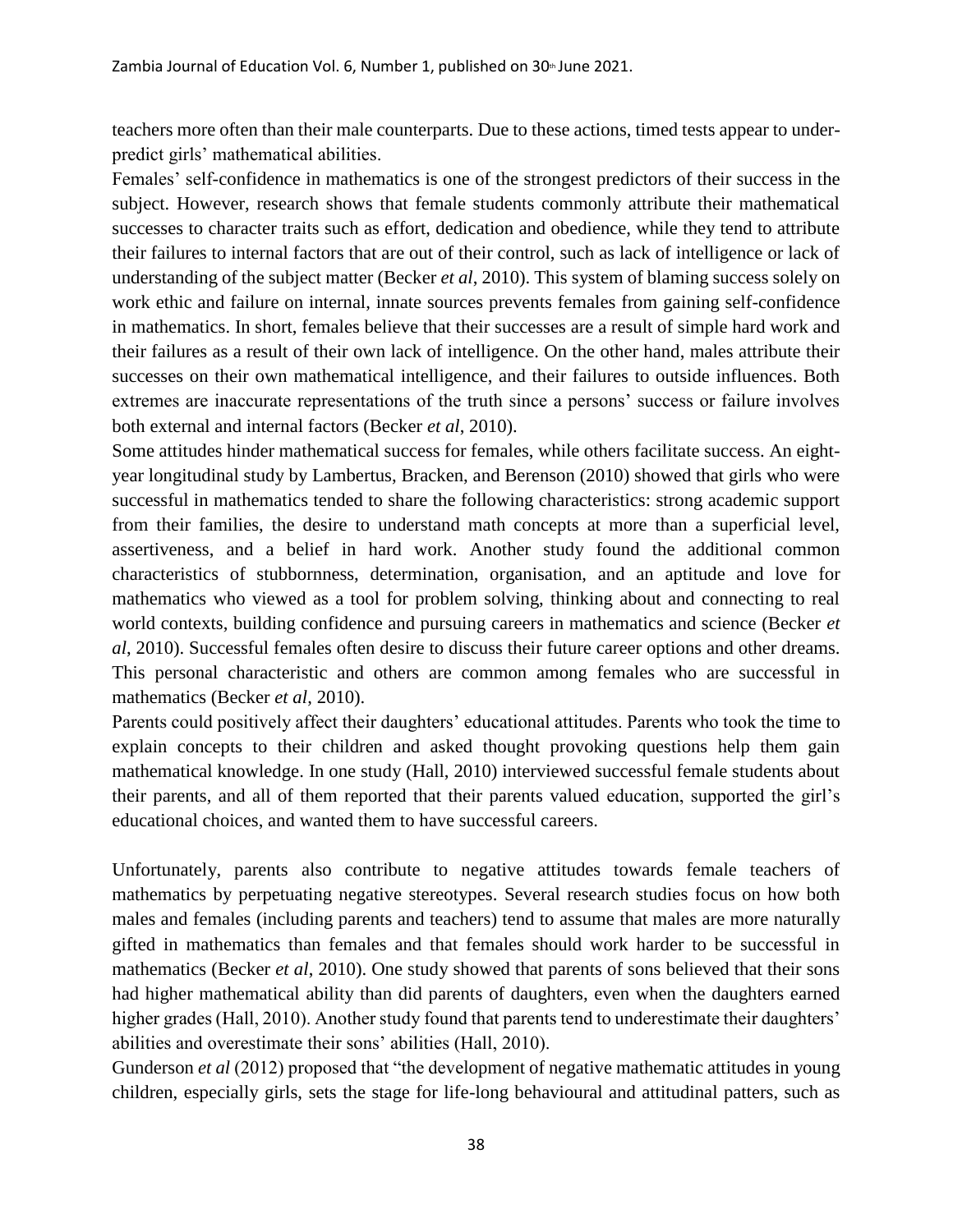teachers more often than their male counterparts. Due to these actions, timed tests appear to under-predict girls' mathematical abilities.

Females' self-confidence in mathematics is one of the strongest predictors of their success in the subject. However, research shows that female students commonly attribute their mathematical successes to character traits such as effort, dedication and obedience, while they tend to attribute their failures to internal factors that are out of their control, such as lack of intelligence or lack of understanding of the subject matter (Becker *et al*, 2010). This system of blaming success solely on work ethic and failure on internal, innate sources prevents females from gaining self-confidence in mathematics. In short, females believe that their successes are a result of simple hard work and their failures as a result of their own lack of intelligence. On the other hand, males attribute their successes on their own mathematical intelligence, and their failures to outside influences. Both extremes are inaccurate representations of the truth since a persons' success or failure involves both external and internal factors (Becker *et al*, 2010).

Some attitudes hinder mathematical success for females, while others facilitate success. An eight-year longitudinal study by Lambertus, Bracken, and Berenson (2010) showed that girls who were successful in mathematics tended to share the following characteristics: strong academic support from their families, the desire to understand math concepts at more than a superficial level, assertiveness, and a belief in hard work. Another study found the additional common characteristics of stubbornness, determination, organisation, and an aptitude and love for mathematics who viewed as a tool for problem solving, thinking about and connecting to real world contexts, building confidence and pursuing careers in mathematics and science (Becker *et al*, 2010). Successful females often desire to discuss their future career options and other dreams. This personal characteristic and others are common among females who are successful in mathematics (Becker *et al*, 2010).

Parents could positively affect their daughters' educational attitudes. Parents who took the time to explain concepts to their children and asked thought provoking questions help them gain mathematical knowledge. In one study (Hall, 2010) interviewed successful female students about their parents, and all of them reported that their parents valued education, supported the girl's educational choices, and wanted them to have successful careers.

Unfortunately, parents also contribute to negative attitudes towards female teachers of mathematics by perpetuating negative stereotypes. Several research studies focus on how both males and females (including parents and teachers) tend to assume that males are more naturally gifted in mathematics than females and that females should work harder to be successful in mathematics (Becker *et al*, 2010). One study showed that parents of sons believed that their sons had higher mathematical ability than did parents of daughters, even when the daughters earned higher grades (Hall, 2010). Another study found that parents tend to underestimate their daughters' abilities and overestimate their sons' abilities (Hall, 2010).

Gunderson *et al* (2012) proposed that "the development of negative mathematic attitudes in young children, especially girls, sets the stage for life-long behavioural and attitudinal patters, such as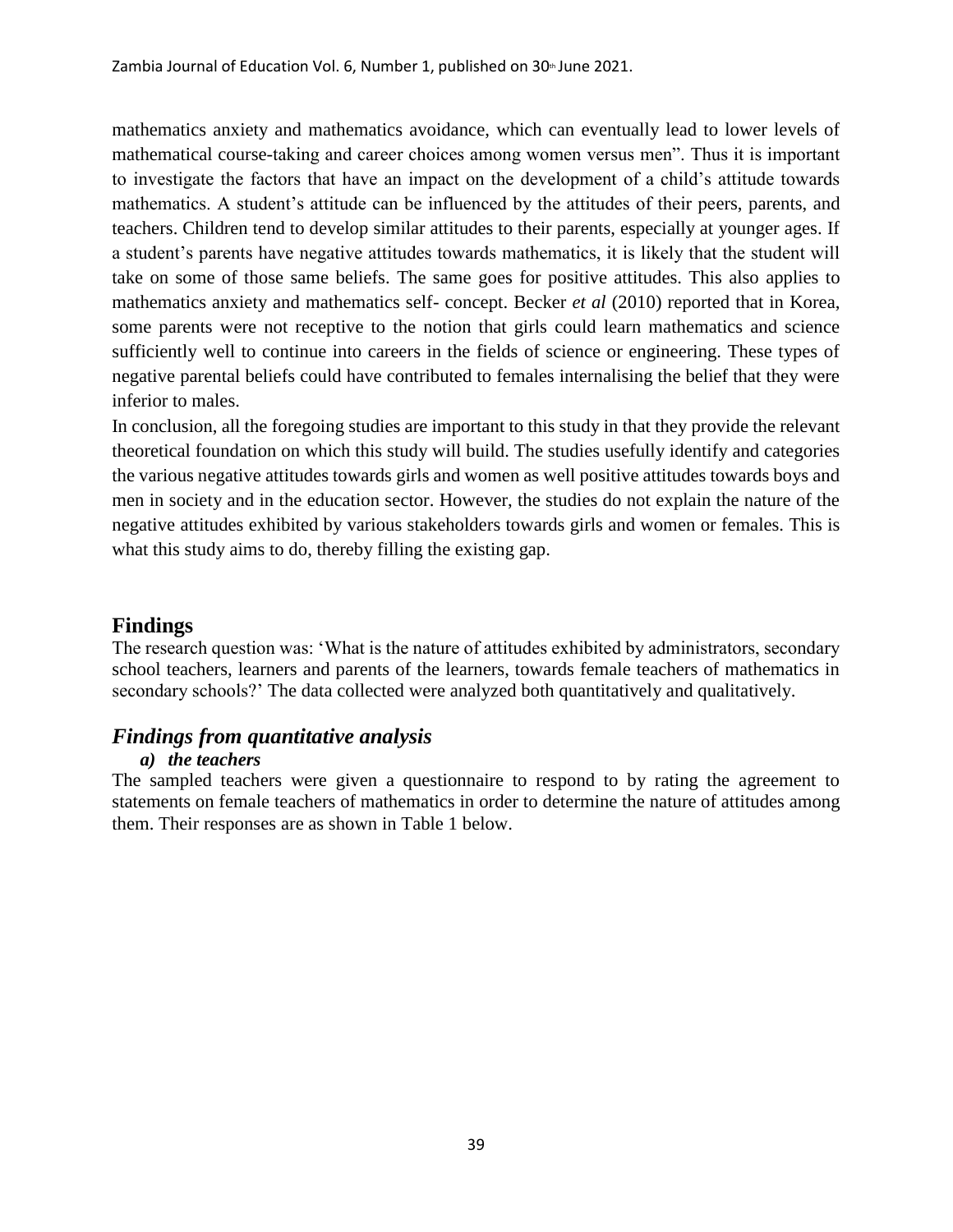mathematics anxiety and mathematics avoidance, which can eventually lead to lower levels of mathematical course-taking and career choices among women versus men". Thus it is important to investigate the factors that have an impact on the development of a child's attitude towards mathematics. A student's attitude can be influenced by the attitudes of their peers, parents, and teachers. Children tend to develop similar attitudes to their parents, especially at younger ages. If a student's parents have negative attitudes towards mathematics, it is likely that the student will take on some of those same beliefs. The same goes for positive attitudes. This also applies to mathematics anxiety and mathematics self- concept. Becker *et al* (2010) reported that in Korea, some parents were not receptive to the notion that girls could learn mathematics and science sufficiently well to continue into careers in the fields of science or engineering. These types of negative parental beliefs could have contributed to females internalising the belief that they were inferior to males.

In conclusion, all the foregoing studies are important to this study in that they provide the relevant theoretical foundation on which this study will build. The studies usefully identify and categories the various negative attitudes towards girls and women as well positive attitudes towards boys and men in society and in the education sector. However, the studies do not explain the nature of the negative attitudes exhibited by various stakeholders towards girls and women or females. This is what this study aims to do, thereby filling the existing gap.

## Findings

The research question was: 'What is the nature of attitudes exhibited by administrators, secondary school teachers, learners and parents of the learners, towards female teachers of mathematics in secondary schools?' The data collected were analyzed both quantitatively and qualitatively.

### *Findings from quantitative analysis*

#### *a) the teachers*

The sampled teachers were given a questionnaire to respond to by rating the agreement to statements on female teachers of mathematics in order to determine the nature of attitudes among them. Their responses are as shown in Table 1 below.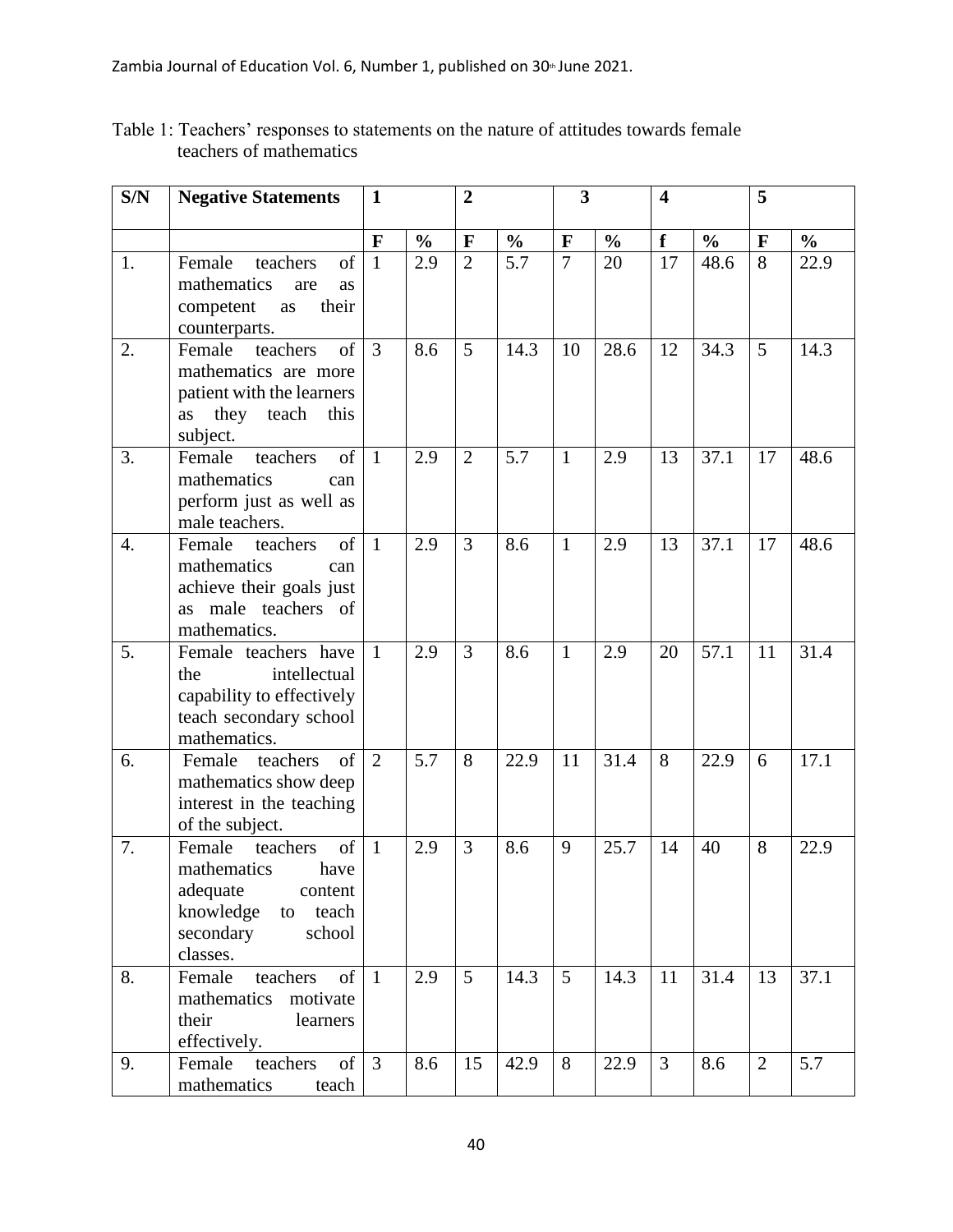Table 1: Teachers' responses to statements on the nature of attitudes towards female teachers of mathematics

| S/N | Negative Statements | 1 | | 2 | | 3 | | 4 | | 5 | |
|---|---|---|---|---|---|---|---|---|---|---|---|
| | | F | % | F | % | F | % | f | % | F | % |
| 1. | Female teachers of mathematics are as competent as their counterparts. | 1 | 2.9 | 2 | 5.7 | 7 | 20 | 17 | 48.6 | 8 | 22.9 |
| 2. | Female teachers of mathematics are more patient with the learners as they teach this subject. | 3 | 8.6 | 5 | 14.3 | 10 | 28.6 | 12 | 34.3 | 5 | 14.3 |
| 3. | Female teachers of mathematics can perform just as well as male teachers. | 1 | 2.9 | 2 | 5.7 | 1 | 2.9 | 13 | 37.1 | 17 | 48.6 |
| 4. | Female teachers of mathematics can achieve their goals just as male teachers of mathematics. | 1 | 2.9 | 3 | 8.6 | 1 | 2.9 | 13 | 37.1 | 17 | 48.6 |
| 5. | Female teachers have the intellectual capability to effectively teach secondary school mathematics. | 1 | 2.9 | 3 | 8.6 | 1 | 2.9 | 20 | 57.1 | 11 | 31.4 |
| 6. | Female teachers of mathematics show deep interest in the teaching of the subject. | 2 | 5.7 | 8 | 22.9 | 11 | 31.4 | 8 | 22.9 | 6 | 17.1 |
| 7. | Female teachers of mathematics have adequate content knowledge to teach secondary school classes. | 1 | 2.9 | 3 | 8.6 | 9 | 25.7 | 14 | 40 | 8 | 22.9 |
| 8. | Female teachers of mathematics motivate their learners effectively. | 1 | 2.9 | 5 | 14.3 | 5 | 14.3 | 11 | 31.4 | 13 | 37.1 |
| 9. | Female teachers of mathematics teach | 3 | 8.6 | 15 | 42.9 | 8 | 22.9 | 3 | 8.6 | 2 | 5.7 |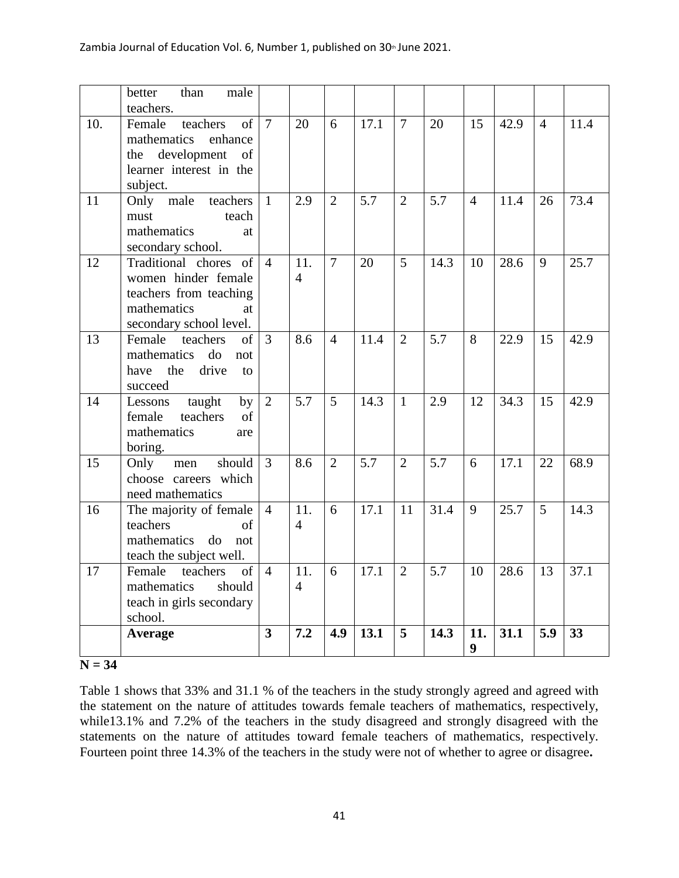| | | | | | | | | | | | |
|---|---|---|---|---|---|---|---|---|---|---|---|
| | better than male teachers. | | | | | | | | | | |
| 10. | Female teachers of mathematics enhance the development of learner interest in the subject. | 7 | 20 | 6 | 17.1 | 7 | 20 | 15 | 42.9 | 4 | 11.4 |
| 11 | Only male teachers must teach mathematics at secondary school. | 1 | 2.9 | 2 | 5.7 | 2 | 5.7 | 4 | 11.4 | 26 | 73.4 |
| 12 | Traditional chores of women hinder female teachers from teaching mathematics at secondary school level. | 4 | 11.4 | 7 | 20 | 5 | 14.3 | 10 | 28.6 | 9 | 25.7 |
| 13 | Female teachers of mathematics do not have the drive to succeed | 3 | 8.6 | 4 | 11.4 | 2 | 5.7 | 8 | 22.9 | 15 | 42.9 |
| 14 | Lessons taught by female teachers of mathematics are boring. | 2 | 5.7 | 5 | 14.3 | 1 | 2.9 | 12 | 34.3 | 15 | 42.9 |
| 15 | Only men should choose careers which need mathematics | 3 | 8.6 | 2 | 5.7 | 2 | 5.7 | 6 | 17.1 | 22 | 68.9 |
| 16 | The majority of female teachers of mathematics do not teach the subject well. | 4 | 11.4 | 6 | 17.1 | 11 | 31.4 | 9 | 25.7 | 5 | 14.3 |
| 17 | Female teachers of mathematics should teach in girls secondary school. | 4 | 11.4 | 6 | 17.1 | 2 | 5.7 | 10 | 28.6 | 13 | 37.1 |
| | **Average** | **3** | **7.2** | **4.9** | **13.1** | **5** | **14.3** | **11.9** | **31.1** | **5.9** | **33** |

**N = 34**

Table 1 shows that 33% and 31.1 % of the teachers in the study strongly agreed and agreed with the statement on the nature of attitudes towards female teachers of mathematics, respectively, while13.1% and 7.2% of the teachers in the study disagreed and strongly disagreed with the statements on the nature of attitudes toward female teachers of mathematics, respectively. Fourteen point three 14.3% of the teachers in the study were not of whether to agree or disagree**.**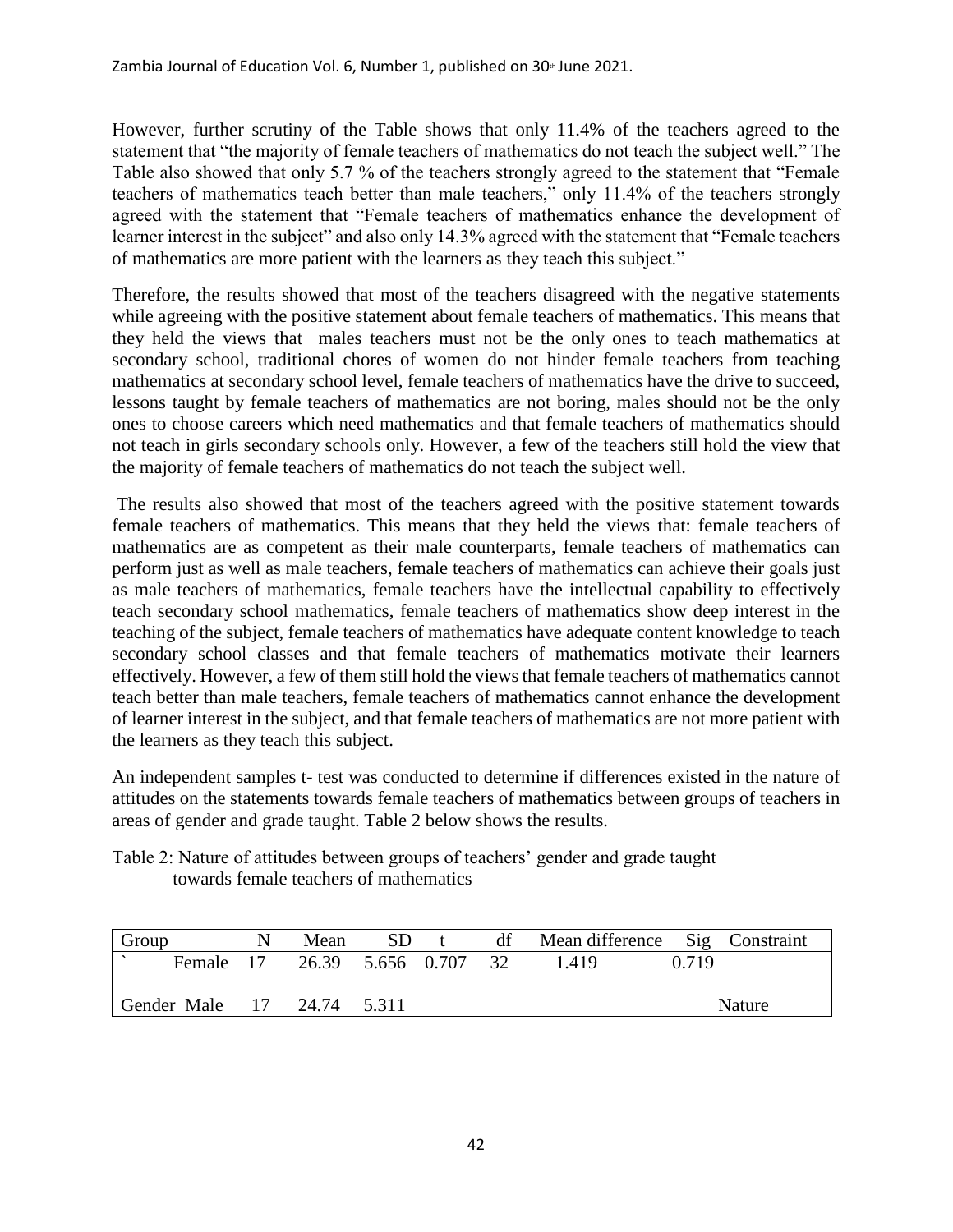However, further scrutiny of the Table shows that only 11.4% of the teachers agreed to the statement that "the majority of female teachers of mathematics do not teach the subject well." The Table also showed that only 5.7 % of the teachers strongly agreed to the statement that "Female teachers of mathematics teach better than male teachers," only 11.4% of the teachers strongly agreed with the statement that "Female teachers of mathematics enhance the development of learner interest in the subject" and also only 14.3% agreed with the statement that "Female teachers of mathematics are more patient with the learners as they teach this subject."

Therefore, the results showed that most of the teachers disagreed with the negative statements while agreeing with the positive statement about female teachers of mathematics. This means that they held the views that males teachers must not be the only ones to teach mathematics at secondary school, traditional chores of women do not hinder female teachers from teaching mathematics at secondary school level, female teachers of mathematics have the drive to succeed, lessons taught by female teachers of mathematics are not boring, males should not be the only ones to choose careers which need mathematics and that female teachers of mathematics should not teach in girls secondary schools only. However, a few of the teachers still hold the view that the majority of female teachers of mathematics do not teach the subject well.

The results also showed that most of the teachers agreed with the positive statement towards female teachers of mathematics. This means that they held the views that: female teachers of mathematics are as competent as their male counterparts, female teachers of mathematics can perform just as well as male teachers, female teachers of mathematics can achieve their goals just as male teachers of mathematics, female teachers have the intellectual capability to effectively teach secondary school mathematics, female teachers of mathematics show deep interest in the teaching of the subject, female teachers of mathematics have adequate content knowledge to teach secondary school classes and that female teachers of mathematics motivate their learners effectively. However, a few of them still hold the views that female teachers of mathematics cannot teach better than male teachers, female teachers of mathematics cannot enhance the development of learner interest in the subject, and that female teachers of mathematics are not more patient with the learners as they teach this subject.

An independent samples t- test was conducted to determine if differences existed in the nature of attitudes on the statements towards female teachers of mathematics between groups of teachers in areas of gender and grade taught. Table 2 below shows the results.

Table 2: Nature of attitudes between groups of teachers' gender and grade taught towards female teachers of mathematics

| Group | | N | Mean | SD | t | df | Mean difference | Sig | Constraint |
|---|---|---|---|---|---|---|---|---|---|
| ` | Female | 17 | 26.39 | 5.656 | 0.707 | 32 | 1.419 | 0.719 | |
| Gender | Male | 17 | 24.74 | 5.311 | | | | | Nature |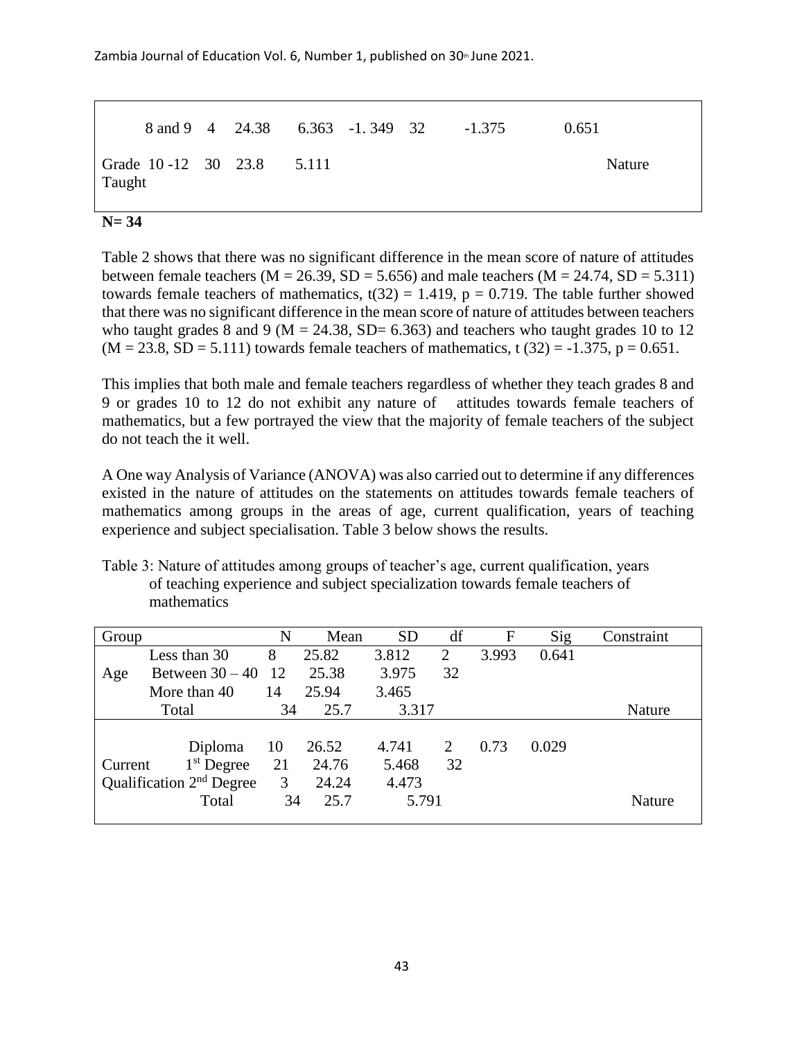| | | | | | | | |
|---|---|---|---|---|---|---|---|
| 8 and 9 | 4 | 24.38 | 6.363 | -1. 349 | 32 | -1.375 | 0.651 |
| Grade 10 -12 Taught | 30 | 23.8 | 5.111 | | | | Nature |

**N= 34**

Table 2 shows that there was no significant difference in the mean score of nature of attitudes between female teachers (M = 26.39, SD = 5.656) and male teachers (M = 24.74, SD = 5.311) towards female teachers of mathematics, $t(32) = 1.419$, $p = 0.719$. The table further showed that there was no significant difference in the mean score of nature of attitudes between teachers who taught grades 8 and 9 (M = 24.38, SD= 6.363) and teachers who taught grades 10 to 12 (M = 23.8, SD = 5.111) towards female teachers of mathematics, $t(32) = -1.375$, $p = 0.651$.

This implies that both male and female teachers regardless of whether they teach grades 8 and 9 or grades 10 to 12 do not exhibit any nature of attitudes towards female teachers of mathematics, but a few portrayed the view that the majority of female teachers of the subject do not teach the it well.

A One way Analysis of Variance (ANOVA) was also carried out to determine if any differences existed in the nature of attitudes on the statements on attitudes towards female teachers of mathematics among groups in the areas of age, current qualification, years of teaching experience and subject specialisation. Table 3 below shows the results.

Table 3: Nature of attitudes among groups of teacher's age, current qualification, years of teaching experience and subject specialization towards female teachers of mathematics

| Group | | N | Mean | SD | df | F | Sig | Constraint |
|---|---|---|---|---|---|---|---|---|
| | Less than 30 | 8 | 25.82 | 3.812 | 2 | 3.993 | 0.641 | |
| Age | Between 30 – 40 | 12 | 25.38 | 3.975 | 32 | | | |
| | More than 40 | 14 | 25.94 | 3.465 | | | | |
| | Total | 34 | 25.7 | 3.317 | | | | Nature |
| | Diploma | 10 | 26.52 | 4.741 | 2 | 0.73 | 0.029 | |
| Current | 1st Degree | 21 | 24.76 | 5.468 | 32 | | | |
| Qualification | 2nd Degree | 3 | 24.24 | 4.473 | | | | |
| | Total | 34 | 25.7 | 5.791 | | | | Nature |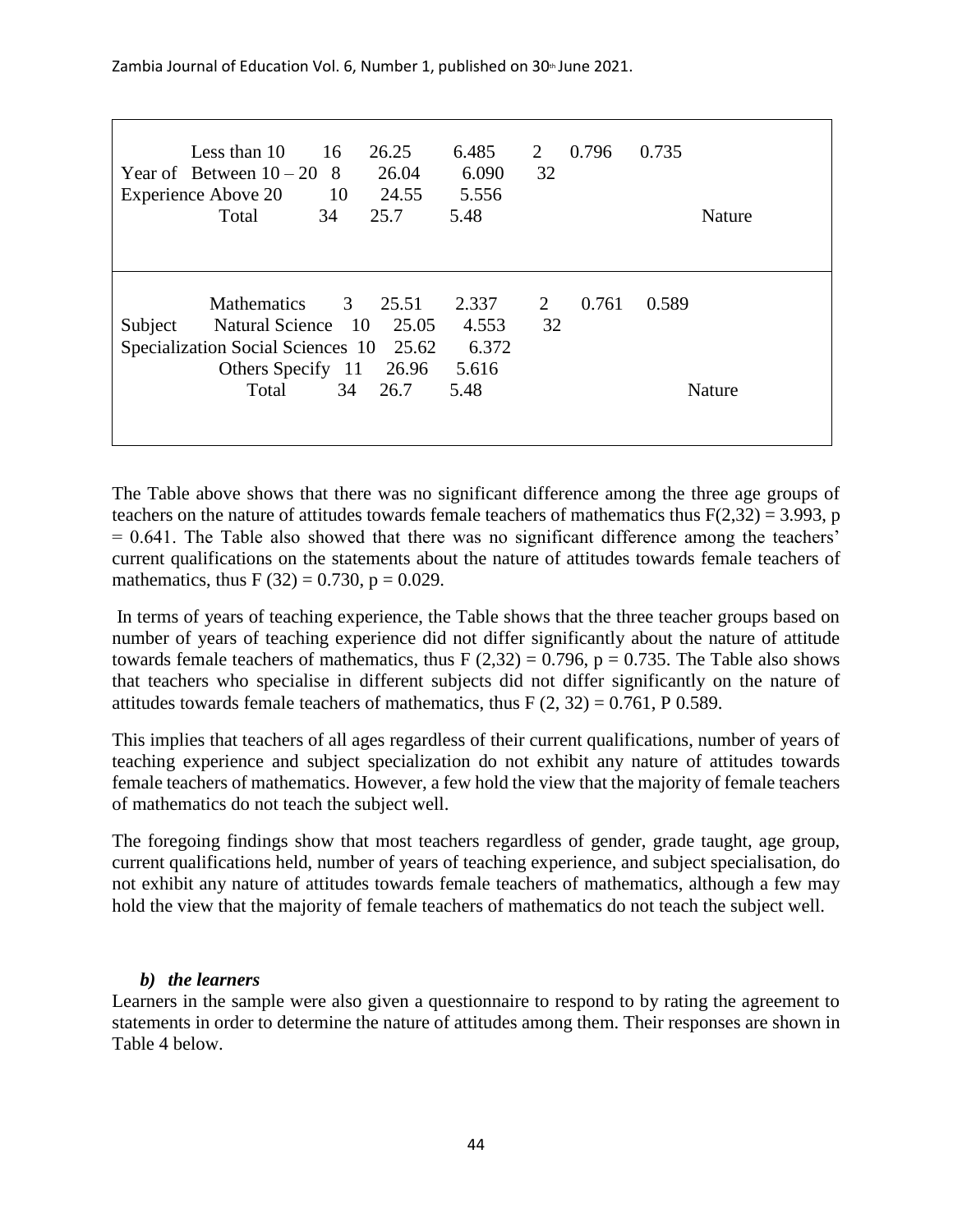| Variable | Group | N | Mean | SD | df | F | Sig. | |
|---|---|---|---|---|---|---|---|---|
| Year of Experience | Less than 10 | 16 | 26.25 | 6.485 | 2 | 0.796 | 0.735 | |
| | Between 10 – 20 | 8 | 26.04 | 6.090 | 32 | | | |
| | Above 20 | 10 | 24.55 | 5.556 | | | | |
| | Total | 34 | 25.7 | 5.48 | | | | Nature |
| Subject Specialization | Mathematics | 3 | 25.51 | 2.337 | 2 | 0.761 | 0.589 | |
| | Natural Science | 10 | 25.05 | 4.553 | 32 | | | |
| | Social Sciences | 10 | 25.62 | 6.372 | | | | |
| | Others Specify | 11 | 26.96 | 5.616 | | | | |
| | Total | 34 | 26.7 | 5.48 | | | | Nature |

The Table above shows that there was no significant difference among the three age groups of teachers on the nature of attitudes towards female teachers of mathematics thus $F(2,32) = 3.993$, $p = 0.641$. The Table also showed that there was no significant difference among the teachers' current qualifications on the statements about the nature of attitudes towards female teachers of mathematics, thus $F(32) = 0.730$, $p = 0.029$.

In terms of years of teaching experience, the Table shows that the three teacher groups based on number of years of teaching experience did not differ significantly about the nature of attitude towards female teachers of mathematics, thus $F(2,32) = 0.796$, $p = 0.735$. The Table also shows that teachers who specialise in different subjects did not differ significantly on the nature of attitudes towards female teachers of mathematics, thus $F(2, 32) = 0.761$, P 0.589.

This implies that teachers of all ages regardless of their current qualifications, number of years of teaching experience and subject specialization do not exhibit any nature of attitudes towards female teachers of mathematics. However, a few hold the view that the majority of female teachers of mathematics do not teach the subject well.

The foregoing findings show that most teachers regardless of gender, grade taught, age group, current qualifications held, number of years of teaching experience, and subject specialisation, do not exhibit any nature of attitudes towards female teachers of mathematics, although a few may hold the view that the majority of female teachers of mathematics do not teach the subject well.

***b) the learners***

Learners in the sample were also given a questionnaire to respond to by rating the agreement to statements in order to determine the nature of attitudes among them. Their responses are shown in Table 4 below.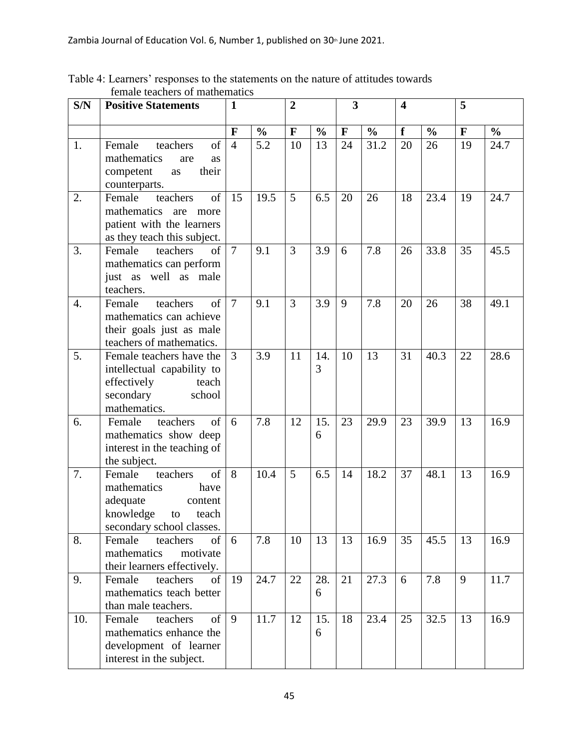Table 4: Learners' responses to the statements on the nature of attitudes towards female teachers of mathematics

| S/N | Positive Statements | 1 | | 2 | | 3 | | 4 | | 5 | |
|---|---|---|---|---|---|---|---|---|---|---|---|
| | | F | % | F | % | F | % | f | % | F | % |
| 1. | Female teachers of mathematics are as competent as their counterparts. | 4 | 5.2 | 10 | 13 | 24 | 31.2 | 20 | 26 | 19 | 24.7 |
| 2. | Female teachers of mathematics are more patient with the learners as they teach this subject. | 15 | 19.5 | 5 | 6.5 | 20 | 26 | 18 | 23.4 | 19 | 24.7 |
| 3. | Female teachers of mathematics can perform just as well as male teachers. | 7 | 9.1 | 3 | 3.9 | 6 | 7.8 | 26 | 33.8 | 35 | 45.5 |
| 4. | Female teachers of mathematics can achieve their goals just as male teachers of mathematics. | 7 | 9.1 | 3 | 3.9 | 9 | 7.8 | 20 | 26 | 38 | 49.1 |
| 5. | Female teachers have the intellectual capability to effectively teach secondary school mathematics. | 3 | 3.9 | 11 | 14.3 | 10 | 13 | 31 | 40.3 | 22 | 28.6 |
| 6. | Female teachers of mathematics show deep interest in the teaching of the subject. | 6 | 7.8 | 12 | 15.6 | 23 | 29.9 | 23 | 39.9 | 13 | 16.9 |
| 7. | Female teachers of mathematics have adequate content knowledge to teach secondary school classes. | 8 | 10.4 | 5 | 6.5 | 14 | 18.2 | 37 | 48.1 | 13 | 16.9 |
| 8. | Female teachers of mathematics motivate their learners effectively. | 6 | 7.8 | 10 | 13 | 13 | 16.9 | 35 | 45.5 | 13 | 16.9 |
| 9. | Female teachers of mathematics teach better than male teachers. | 19 | 24.7 | 22 | 28.6 | 21 | 27.3 | 6 | 7.8 | 9 | 11.7 |
| 10. | Female teachers of mathematics enhance the development of learner interest in the subject. | 9 | 11.7 | 12 | 15.6 | 18 | 23.4 | 25 | 32.5 | 13 | 16.9 |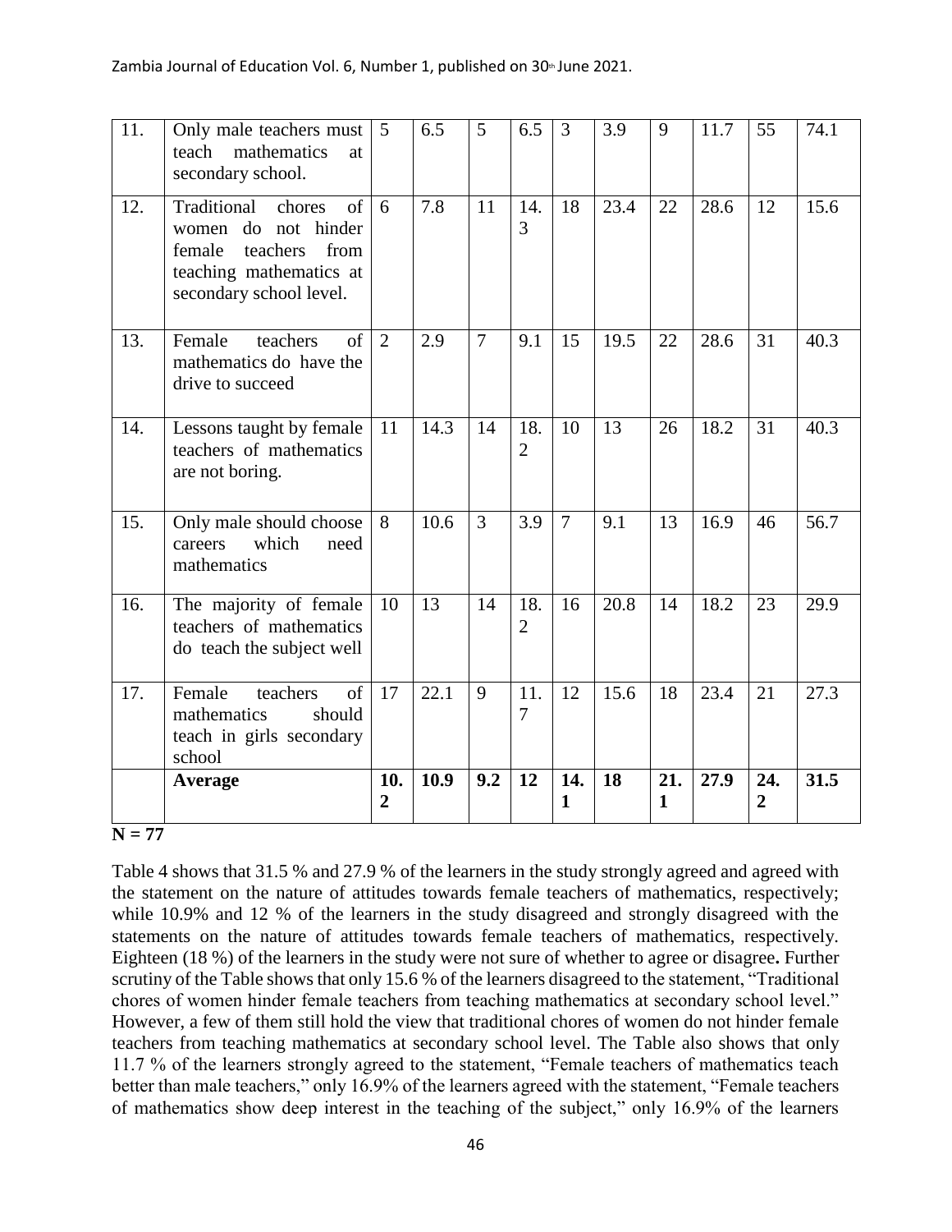| 11. | Only male teachers must teach mathematics at secondary school. | 5 | 6.5 | 5 | 6.5 | 3 | 3.9 | 9 | 11.7 | 55 | 74.1 |
|---|---|---|---|---|---|---|---|---|---|---|---|
| 12. | Traditional chores of women do not hinder female teachers from teaching mathematics at secondary school level. | 6 | 7.8 | 11 | 14.3 | 18 | 23.4 | 22 | 28.6 | 12 | 15.6 |
| 13. | Female teachers of mathematics do have the drive to succeed | 2 | 2.9 | 7 | 9.1 | 15 | 19.5 | 22 | 28.6 | 31 | 40.3 |
| 14. | Lessons taught by female teachers of mathematics are not boring. | 11 | 14.3 | 14 | 18.2 | 10 | 13 | 26 | 18.2 | 31 | 40.3 |
| 15. | Only male should choose careers which need mathematics | 8 | 10.6 | 3 | 3.9 | 7 | 9.1 | 13 | 16.9 | 46 | 56.7 |
| 16. | The majority of female teachers of mathematics do teach the subject well | 10 | 13 | 14 | 18.2 | 16 | 20.8 | 14 | 18.2 | 23 | 29.9 |
| 17. | Female teachers of mathematics should teach in girls secondary school | 17 | 22.1 | 9 | 11.7 | 12 | 15.6 | 18 | 23.4 | 21 | 27.3 |
| | **Average** | **10.2** | **10.9** | **9.2** | **12** | **14.1** | **18** | **21.1** | **27.9** | **24.2** | **31.5** |

**N = 77**

Table 4 shows that 31.5 % and 27.9 % of the learners in the study strongly agreed and agreed with the statement on the nature of attitudes towards female teachers of mathematics, respectively; while 10.9% and 12 % of the learners in the study disagreed and strongly disagreed with the statements on the nature of attitudes towards female teachers of mathematics, respectively. Eighteen (18 %) of the learners in the study were not sure of whether to agree or disagree**.** Further scrutiny of the Table shows that only 15.6 % of the learners disagreed to the statement, "Traditional chores of women hinder female teachers from teaching mathematics at secondary school level." However, a few of them still hold the view that traditional chores of women do not hinder female teachers from teaching mathematics at secondary school level. The Table also shows that only 11.7 % of the learners strongly agreed to the statement, "Female teachers of mathematics teach better than male teachers," only 16.9% of the learners agreed with the statement, "Female teachers of mathematics show deep interest in the teaching of the subject," only 16.9% of the learners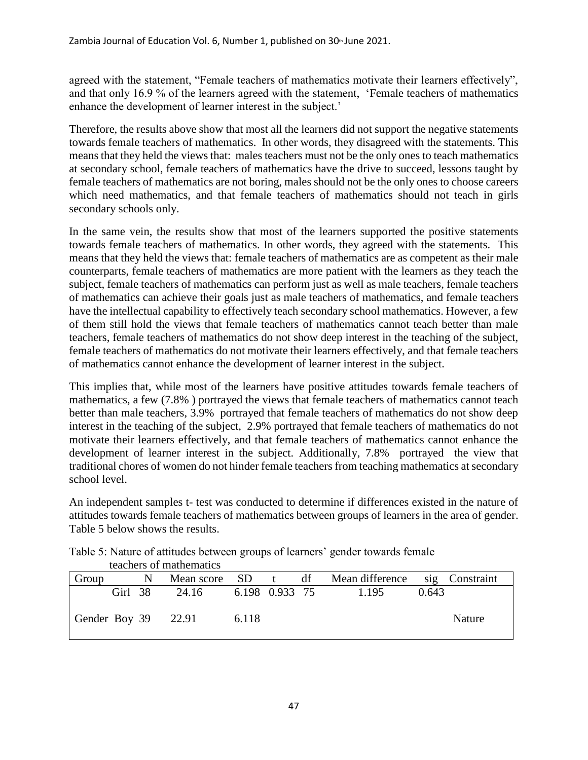agreed with the statement, "Female teachers of mathematics motivate their learners effectively", and that only 16.9 % of the learners agreed with the statement, 'Female teachers of mathematics enhance the development of learner interest in the subject.'

Therefore, the results above show that most all the learners did not support the negative statements towards female teachers of mathematics. In other words, they disagreed with the statements. This means that they held the views that: males teachers must not be the only ones to teach mathematics at secondary school, female teachers of mathematics have the drive to succeed, lessons taught by female teachers of mathematics are not boring, males should not be the only ones to choose careers which need mathematics, and that female teachers of mathematics should not teach in girls secondary schools only.

In the same vein, the results show that most of the learners supported the positive statements towards female teachers of mathematics. In other words, they agreed with the statements. This means that they held the views that: female teachers of mathematics are as competent as their male counterparts, female teachers of mathematics are more patient with the learners as they teach the subject, female teachers of mathematics can perform just as well as male teachers, female teachers of mathematics can achieve their goals just as male teachers of mathematics, and female teachers have the intellectual capability to effectively teach secondary school mathematics. However, a few of them still hold the views that female teachers of mathematics cannot teach better than male teachers, female teachers of mathematics do not show deep interest in the teaching of the subject, female teachers of mathematics do not motivate their learners effectively, and that female teachers of mathematics cannot enhance the development of learner interest in the subject.

This implies that, while most of the learners have positive attitudes towards female teachers of mathematics, a few (7.8% ) portrayed the views that female teachers of mathematics cannot teach better than male teachers, 3.9% portrayed that female teachers of mathematics do not show deep interest in the teaching of the subject, 2.9% portrayed that female teachers of mathematics do not motivate their learners effectively, and that female teachers of mathematics cannot enhance the development of learner interest in the subject. Additionally, 7.8% portrayed the view that traditional chores of women do not hinder female teachers from teaching mathematics at secondary school level.

An independent samples t- test was conducted to determine if differences existed in the nature of attitudes towards female teachers of mathematics between groups of learners in the area of gender. Table 5 below shows the results.

Table 5: Nature of attitudes between groups of learners' gender towards female teachers of mathematics

| Group | | N | Mean score | SD | t | df | Mean difference | sig | Constraint |
|---|---|---|---|---|---|---|---|---|---|
| | Girl | 38 | 24.16 | 6.198 | 0.933 | 75 | 1.195 | 0.643 | |
| Gender | Boy | 39 | 22.91 | 6.118 | | | | | Nature |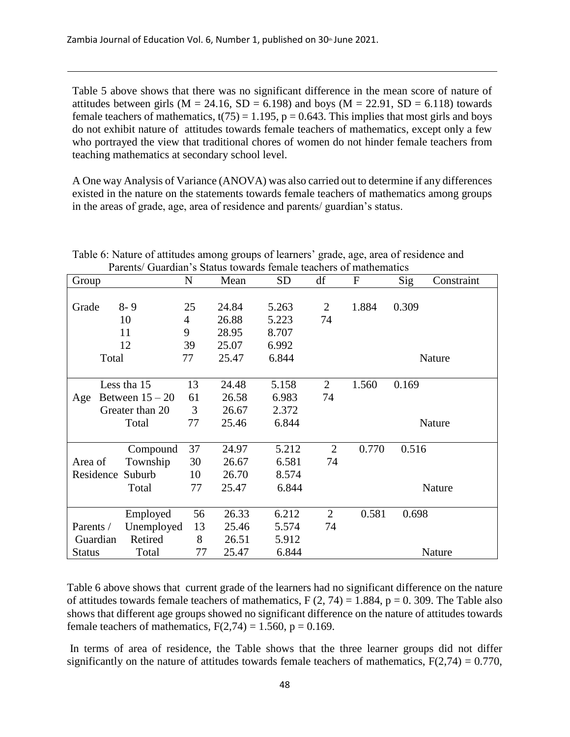Table 5 above shows that there was no significant difference in the mean score of nature of attitudes between girls ($M = 24.16$, $SD = 6.198$) and boys ($M = 22.91$, $SD = 6.118$) towards female teachers of mathematics, $t(75) = 1.195$, $p = 0.643$. This implies that most girls and boys do not exhibit nature of attitudes towards female teachers of mathematics, except only a few who portrayed the view that traditional chores of women do not hinder female teachers from teaching mathematics at secondary school level.

A One way Analysis of Variance (ANOVA) was also carried out to determine if any differences existed in the nature on the statements towards female teachers of mathematics among groups in the areas of grade, age, area of residence and parents/ guardian's status.

Table 6: Nature of attitudes among groups of learners' grade, age, area of residence and Parents/ Guardian's Status towards female teachers of mathematics

| Group | | N | Mean | SD | df | F | Sig | Constraint |
|---|---|---|---|---|---|---|---|---|
| Grade | 8- 9 | 25 | 24.84 | 5.263 | 2 | 1.884 | 0.309 | |
| | 10 | 4 | 26.88 | 5.223 | 74 | | | |
| | 11 | 9 | 28.95 | 8.707 | | | | |
| | 12 | 39 | 25.07 | 6.992 | | | | |
| | Total | 77 | 25.47 | 6.844 | | | | Nature |
| Age | Less tha 15 | 13 | 24.48 | 5.158 | 2 | 1.560 | 0.169 | |
| | Between 15 – 20 | 61 | 26.58 | 6.983 | 74 | | | |
| | Greater than 20 | 3 | 26.67 | 2.372 | | | | |
| | Total | 77 | 25.46 | 6.844 | | | | Nature |
| Area of Residence | Compound | 37 | 24.97 | 5.212 | 2 | 0.770 | 0.516 | |
| | Township | 30 | 26.67 | 6.581 | 74 | | | |
| | Suburb | 10 | 26.70 | 8.574 | | | | |
| | Total | 77 | 25.47 | 6.844 | | | | Nature |
| Parents / Guardian Status | Employed | 56 | 26.33 | 6.212 | 2 | 0.581 | 0.698 | |
| | Unemployed | 13 | 25.46 | 5.574 | 74 | | | |
| | Retired | 8 | 26.51 | 5.912 | | | | |
| | Total | 77 | 25.47 | 6.844 | | | | Nature |

Table 6 above shows that current grade of the learners had no significant difference on the nature of attitudes towards female teachers of mathematics, $F(2, 74) = 1.884$, $p = 0.309$. The Table also shows that different age groups showed no significant difference on the nature of attitudes towards female teachers of mathematics, $F(2,74) = 1.560$, $p = 0.169$.

In terms of area of residence, the Table shows that the three learner groups did not differ significantly on the nature of attitudes towards female teachers of mathematics, $F(2,74) = 0.770$,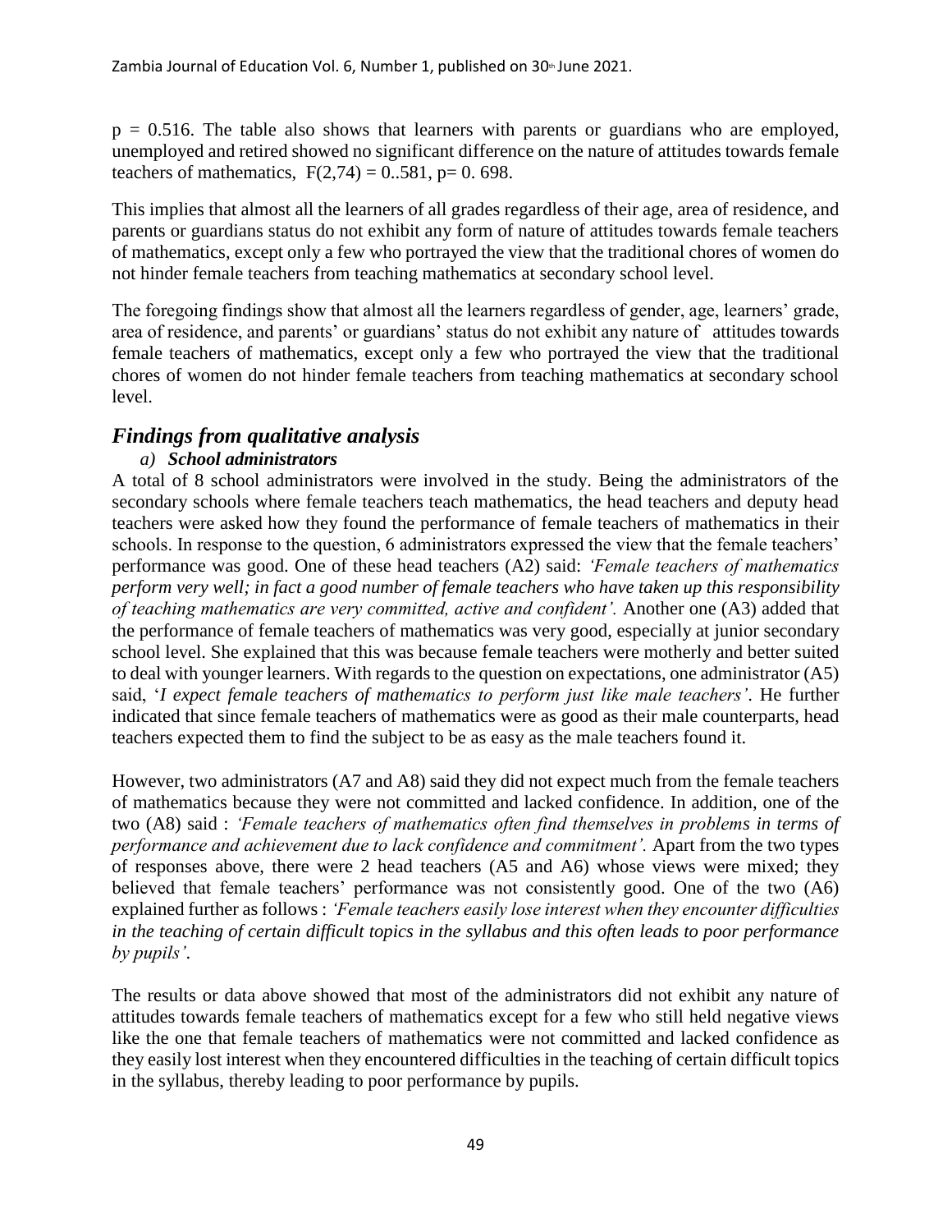$p = 0.516$. The table also shows that learners with parents or guardians who are employed, unemployed and retired showed no significant difference on the nature of attitudes towards female teachers of mathematics, $F(2,74) = 0..581$, $p= 0. 698$.

This implies that almost all the learners of all grades regardless of their age, area of residence, and parents or guardians status do not exhibit any form of nature of attitudes towards female teachers of mathematics, except only a few who portrayed the view that the traditional chores of women do not hinder female teachers from teaching mathematics at secondary school level.

The foregoing findings show that almost all the learners regardless of gender, age, learners' grade, area of residence, and parents' or guardians' status do not exhibit any nature of attitudes towards female teachers of mathematics, except only a few who portrayed the view that the traditional chores of women do not hinder female teachers from teaching mathematics at secondary school level.

## *Findings from qualitative analysis*

### *a) School administrators*

A total of 8 school administrators were involved in the study. Being the administrators of the secondary schools where female teachers teach mathematics, the head teachers and deputy head teachers were asked how they found the performance of female teachers of mathematics in their schools. In response to the question, 6 administrators expressed the view that the female teachers' performance was good. One of these head teachers (A2) said: *'Female teachers of mathematics perform very well; in fact a good number of female teachers who have taken up this responsibility of teaching mathematics are very committed, active and confident'.* Another one (A3) added that the performance of female teachers of mathematics was very good, especially at junior secondary school level. She explained that this was because female teachers were motherly and better suited to deal with younger learners. With regards to the question on expectations, one administrator (A5) said, '*I expect female teachers of mathematics to perform just like male teachers'*. He further indicated that since female teachers of mathematics were as good as their male counterparts, head teachers expected them to find the subject to be as easy as the male teachers found it.

However, two administrators (A7 and A8) said they did not expect much from the female teachers of mathematics because they were not committed and lacked confidence. In addition, one of the two (A8) said : *'Female teachers of mathematics often find themselves in problems in terms of performance and achievement due to lack confidence and commitment'.* Apart from the two types of responses above, there were 2 head teachers (A5 and A6) whose views were mixed; they believed that female teachers' performance was not consistently good. One of the two (A6) explained further as follows : *'Female teachers easily lose interest when they encounter difficulties in the teaching of certain difficult topics in the syllabus and this often leads to poor performance by pupils'*.

The results or data above showed that most of the administrators did not exhibit any nature of attitudes towards female teachers of mathematics except for a few who still held negative views like the one that female teachers of mathematics were not committed and lacked confidence as they easily lost interest when they encountered difficulties in the teaching of certain difficult topics in the syllabus, thereby leading to poor performance by pupils.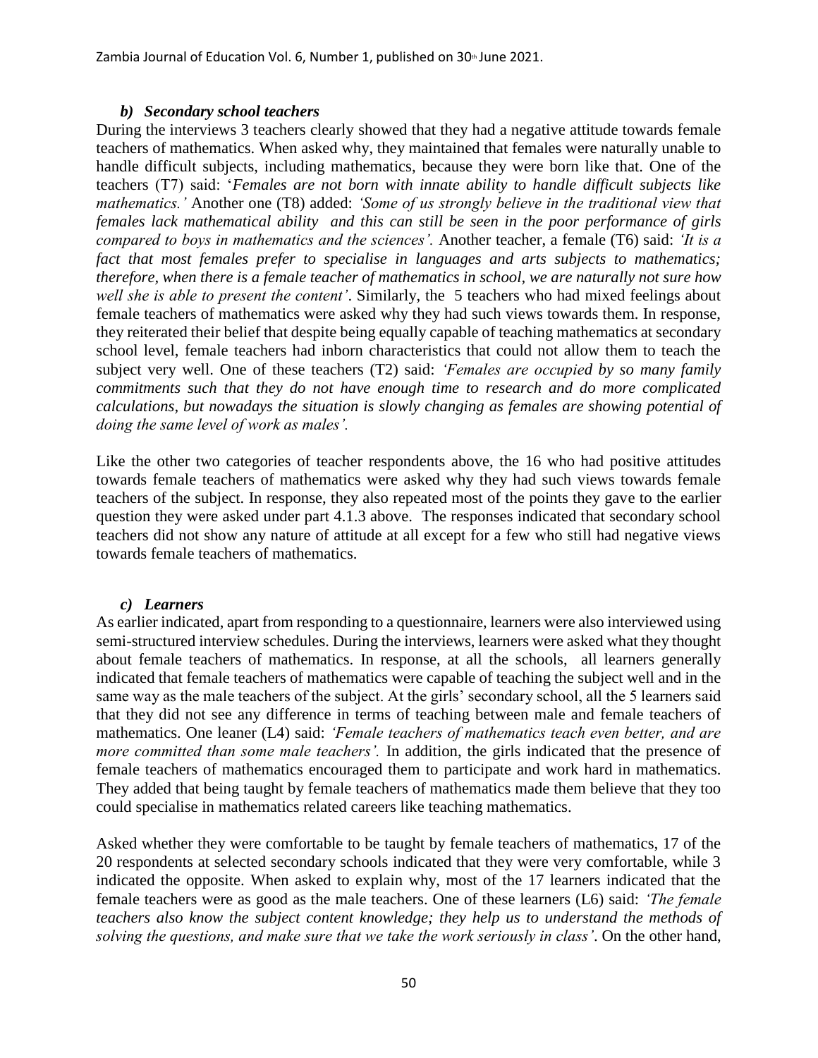### *b) Secondary school teachers*

During the interviews 3 teachers clearly showed that they had a negative attitude towards female teachers of mathematics. When asked why, they maintained that females were naturally unable to handle difficult subjects, including mathematics, because they were born like that. One of the teachers (T7) said: '*Females are not born with innate ability to handle difficult subjects like mathematics.'* Another one (T8) added: *'Some of us strongly believe in the traditional view that females lack mathematical ability and this can still be seen in the poor performance of girls compared to boys in mathematics and the sciences'.* Another teacher, a female (T6) said: *'It is a fact that most females prefer to specialise in languages and arts subjects to mathematics; therefore, when there is a female teacher of mathematics in school, we are naturally not sure how well she is able to present the content'*. Similarly, the 5 teachers who had mixed feelings about female teachers of mathematics were asked why they had such views towards them. In response, they reiterated their belief that despite being equally capable of teaching mathematics at secondary school level, female teachers had inborn characteristics that could not allow them to teach the subject very well. One of these teachers (T2) said: *'Females are occupied by so many family commitments such that they do not have enough time to research and do more complicated calculations, but nowadays the situation is slowly changing as females are showing potential of doing the same level of work as males'.*

Like the other two categories of teacher respondents above, the 16 who had positive attitudes towards female teachers of mathematics were asked why they had such views towards female teachers of the subject. In response, they also repeated most of the points they gave to the earlier question they were asked under part 4.1.3 above. The responses indicated that secondary school teachers did not show any nature of attitude at all except for a few who still had negative views towards female teachers of mathematics.

### *c) Learners*

As earlier indicated, apart from responding to a questionnaire, learners were also interviewed using semi-structured interview schedules. During the interviews, learners were asked what they thought about female teachers of mathematics. In response, at all the schools, all learners generally indicated that female teachers of mathematics were capable of teaching the subject well and in the same way as the male teachers of the subject. At the girls' secondary school, all the 5 learners said that they did not see any difference in terms of teaching between male and female teachers of mathematics. One leaner (L4) said: *'Female teachers of mathematics teach even better, and are more committed than some male teachers'.* In addition, the girls indicated that the presence of female teachers of mathematics encouraged them to participate and work hard in mathematics. They added that being taught by female teachers of mathematics made them believe that they too could specialise in mathematics related careers like teaching mathematics.

Asked whether they were comfortable to be taught by female teachers of mathematics, 17 of the 20 respondents at selected secondary schools indicated that they were very comfortable, while 3 indicated the opposite. When asked to explain why, most of the 17 learners indicated that the female teachers were as good as the male teachers. One of these learners (L6) said: *'The female teachers also know the subject content knowledge; they help us to understand the methods of solving the questions, and make sure that we take the work seriously in class'*. On the other hand,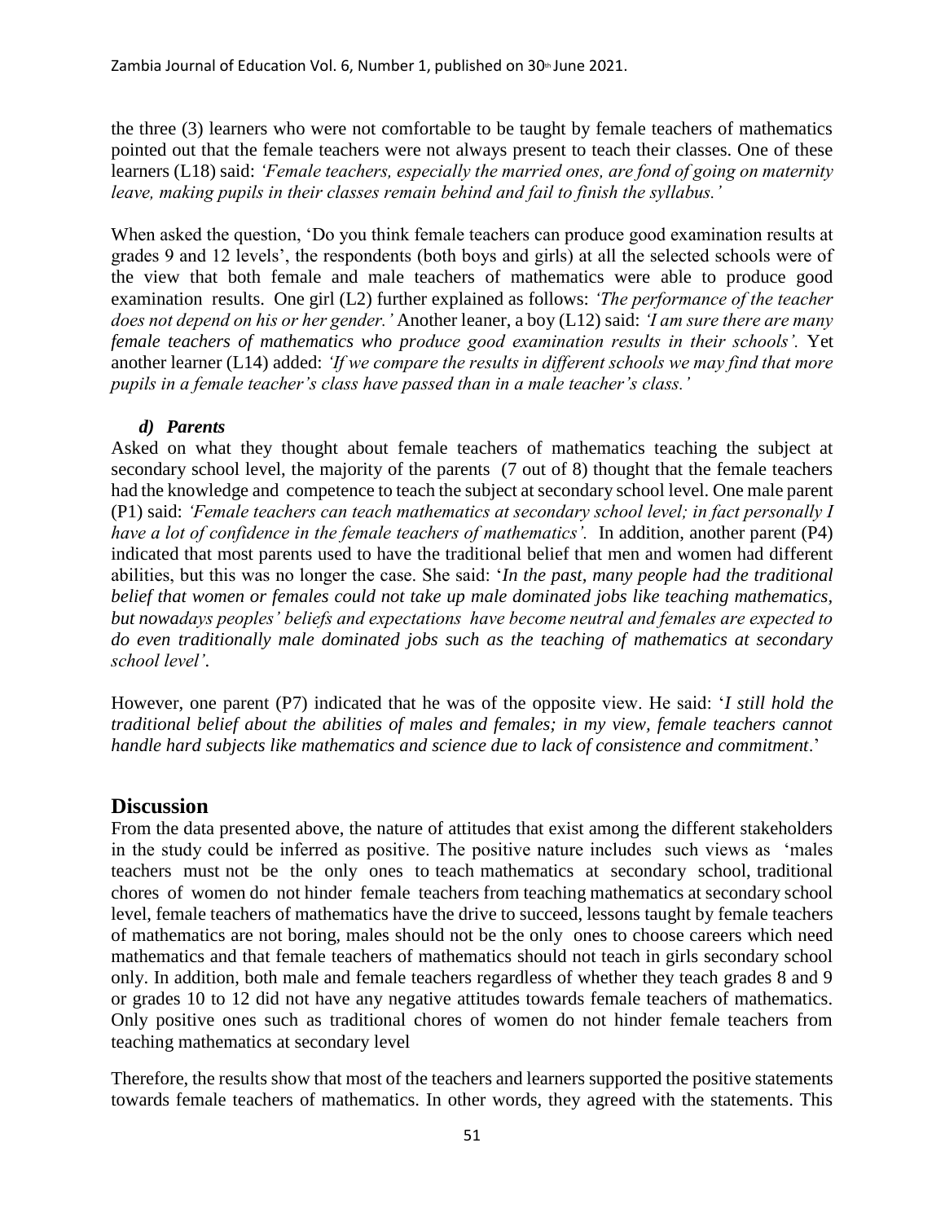the three (3) learners who were not comfortable to be taught by female teachers of mathematics pointed out that the female teachers were not always present to teach their classes. One of these learners (L18) said: *'Female teachers, especially the married ones, are fond of going on maternity leave, making pupils in their classes remain behind and fail to finish the syllabus.'*

When asked the question, 'Do you think female teachers can produce good examination results at grades 9 and 12 levels', the respondents (both boys and girls) at all the selected schools were of the view that both female and male teachers of mathematics were able to produce good examination results. One girl (L2) further explained as follows: *'The performance of the teacher does not depend on his or her gender.'* Another leaner, a boy (L12) said: *'I am sure there are many female teachers of mathematics who produce good examination results in their schools'.* Yet another learner (L14) added: *'If we compare the results in different schools we may find that more pupils in a female teacher's class have passed than in a male teacher's class.'*

#### *d) Parents*

Asked on what they thought about female teachers of mathematics teaching the subject at secondary school level, the majority of the parents (7 out of 8) thought that the female teachers had the knowledge and competence to teach the subject at secondary school level. One male parent (P1) said: *'Female teachers can teach mathematics at secondary school level; in fact personally I have a lot of confidence in the female teachers of mathematics'.* In addition, another parent (P4) indicated that most parents used to have the traditional belief that men and women had different abilities, but this was no longer the case. She said: '*In the past, many people had the traditional belief that women or females could not take up male dominated jobs like teaching mathematics, but nowadays peoples' beliefs and expectations have become neutral and females are expected to do even traditionally male dominated jobs such as the teaching of mathematics at secondary school level'*.

However, one parent (P7) indicated that he was of the opposite view. He said: '*I still hold the traditional belief about the abilities of males and females; in my view, female teachers cannot handle hard subjects like mathematics and science due to lack of consistence and commitment*.'

## Discussion

From the data presented above, the nature of attitudes that exist among the different stakeholders in the study could be inferred as positive. The positive nature includes such views as 'males teachers must not be the only ones to teach mathematics at secondary school, traditional chores of women do not hinder female teachers from teaching mathematics at secondary school level, female teachers of mathematics have the drive to succeed, lessons taught by female teachers of mathematics are not boring, males should not be the only ones to choose careers which need mathematics and that female teachers of mathematics should not teach in girls secondary school only. In addition, both male and female teachers regardless of whether they teach grades 8 and 9 or grades 10 to 12 did not have any negative attitudes towards female teachers of mathematics. Only positive ones such as traditional chores of women do not hinder female teachers from teaching mathematics at secondary level

Therefore, the results show that most of the teachers and learners supported the positive statements towards female teachers of mathematics. In other words, they agreed with the statements. This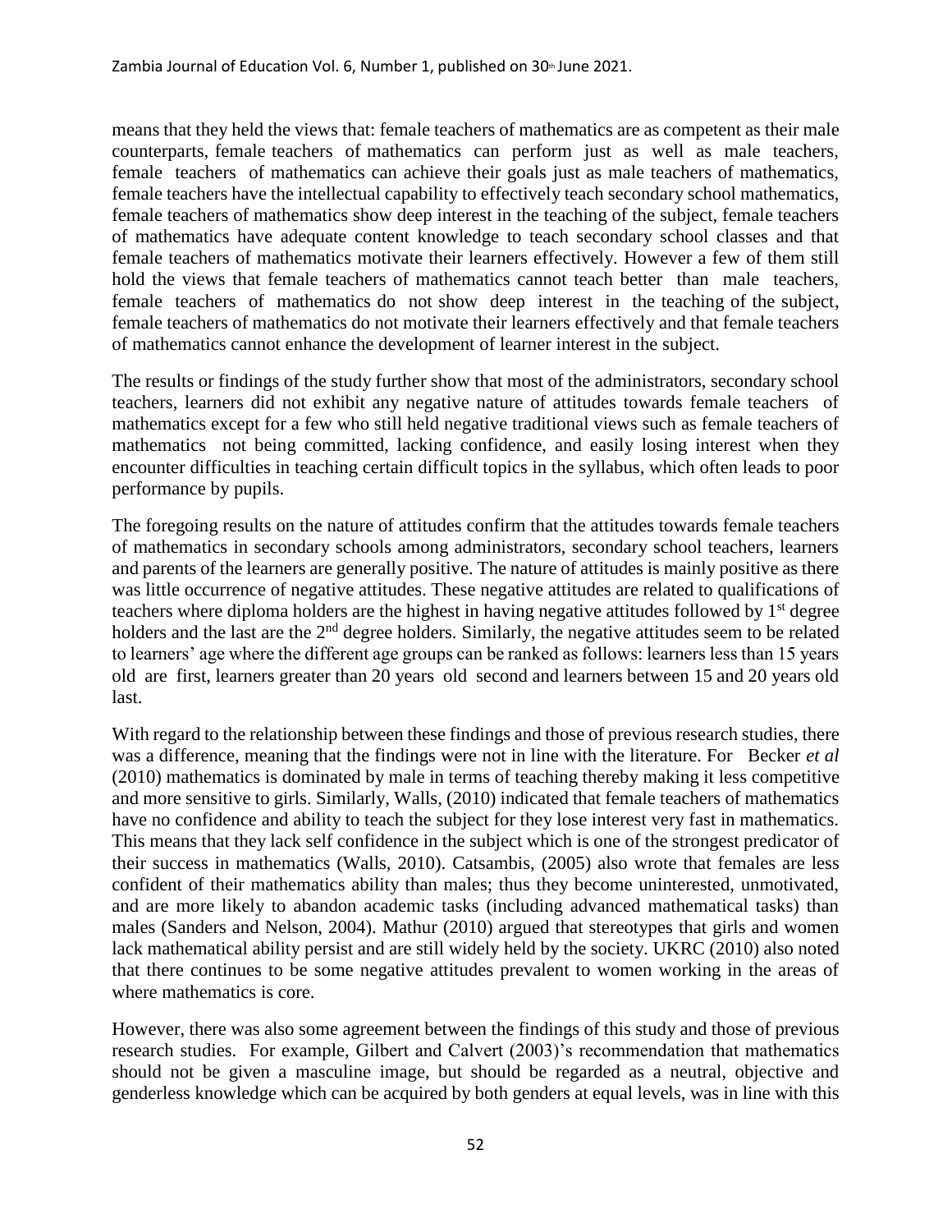means that they held the views that: female teachers of mathematics are as competent as their male counterparts, female teachers of mathematics can perform just as well as male teachers, female teachers of mathematics can achieve their goals just as male teachers of mathematics, female teachers have the intellectual capability to effectively teach secondary school mathematics, female teachers of mathematics show deep interest in the teaching of the subject, female teachers of mathematics have adequate content knowledge to teach secondary school classes and that female teachers of mathematics motivate their learners effectively. However a few of them still hold the views that female teachers of mathematics cannot teach better than male teachers, female teachers of mathematics do not show deep interest in the teaching of the subject, female teachers of mathematics do not motivate their learners effectively and that female teachers of mathematics cannot enhance the development of learner interest in the subject.

The results or findings of the study further show that most of the administrators, secondary school teachers, learners did not exhibit any negative nature of attitudes towards female teachers of mathematics except for a few who still held negative traditional views such as female teachers of mathematics not being committed, lacking confidence, and easily losing interest when they encounter difficulties in teaching certain difficult topics in the syllabus, which often leads to poor performance by pupils.

The foregoing results on the nature of attitudes confirm that the attitudes towards female teachers of mathematics in secondary schools among administrators, secondary school teachers, learners and parents of the learners are generally positive. The nature of attitudes is mainly positive as there was little occurrence of negative attitudes. These negative attitudes are related to qualifications of teachers where diploma holders are the highest in having negative attitudes followed by 1st degree holders and the last are the 2nd degree holders. Similarly, the negative attitudes seem to be related to learners' age where the different age groups can be ranked as follows: learners less than 15 years old are first, learners greater than 20 years old second and learners between 15 and 20 years old last.

With regard to the relationship between these findings and those of previous research studies, there was a difference, meaning that the findings were not in line with the literature. For Becker *et al* (2010) mathematics is dominated by male in terms of teaching thereby making it less competitive and more sensitive to girls. Similarly, Walls, (2010) indicated that female teachers of mathematics have no confidence and ability to teach the subject for they lose interest very fast in mathematics. This means that they lack self confidence in the subject which is one of the strongest predicator of their success in mathematics (Walls, 2010). Catsambis, (2005) also wrote that females are less confident of their mathematics ability than males; thus they become uninterested, unmotivated, and are more likely to abandon academic tasks (including advanced mathematical tasks) than males (Sanders and Nelson, 2004). Mathur (2010) argued that stereotypes that girls and women lack mathematical ability persist and are still widely held by the society. UKRC (2010) also noted that there continues to be some negative attitudes prevalent to women working in the areas of where mathematics is core.

However, there was also some agreement between the findings of this study and those of previous research studies. For example, Gilbert and Calvert (2003)'s recommendation that mathematics should not be given a masculine image, but should be regarded as a neutral, objective and genderless knowledge which can be acquired by both genders at equal levels, was in line with this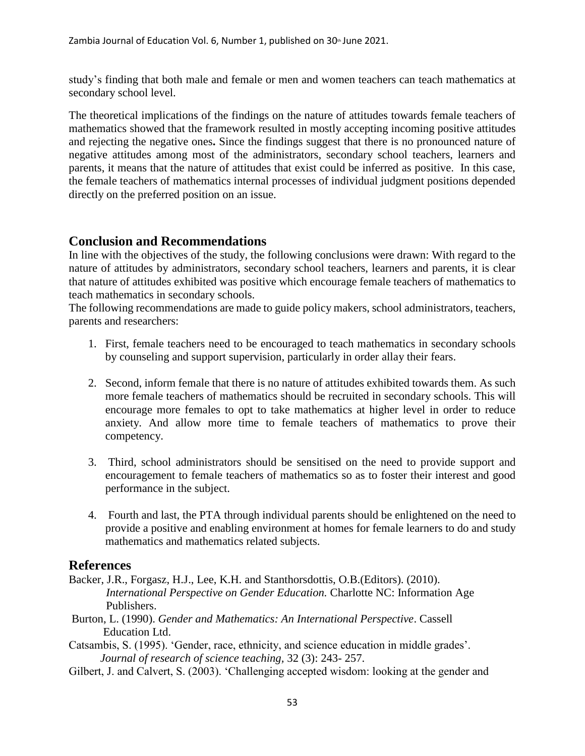study's finding that both male and female or men and women teachers can teach mathematics at secondary school level.

The theoretical implications of the findings on the nature of attitudes towards female teachers of mathematics showed that the framework resulted in mostly accepting incoming positive attitudes and rejecting the negative ones**.** Since the findings suggest that there is no pronounced nature of negative attitudes among most of the administrators, secondary school teachers, learners and parents, it means that the nature of attitudes that exist could be inferred as positive. In this case, the female teachers of mathematics internal processes of individual judgment positions depended directly on the preferred position on an issue.

## Conclusion and Recommendations

In line with the objectives of the study, the following conclusions were drawn: With regard to the nature of attitudes by administrators, secondary school teachers, learners and parents, it is clear that nature of attitudes exhibited was positive which encourage female teachers of mathematics to teach mathematics in secondary schools.

The following recommendations are made to guide policy makers, school administrators, teachers, parents and researchers:

1. First, female teachers need to be encouraged to teach mathematics in secondary schools by counseling and support supervision, particularly in order allay their fears.

2. Second, inform female that there is no nature of attitudes exhibited towards them. As such more female teachers of mathematics should be recruited in secondary schools. This will encourage more females to opt to take mathematics at higher level in order to reduce anxiety. And allow more time to female teachers of mathematics to prove their competency.

3. Third, school administrators should be sensitised on the need to provide support and encouragement to female teachers of mathematics so as to foster their interest and good performance in the subject.

4. Fourth and last, the PTA through individual parents should be enlightened on the need to provide a positive and enabling environment at homes for female learners to do and study mathematics and mathematics related subjects.

## References

Backer, J.R., Forgasz, H.J., Lee, K.H. and Stanthorsdottis, O.B.(Editors). (2010). *International Perspective on Gender Education.* Charlotte NC: Information Age Publishers.

Burton, L. (1990). *Gender and Mathematics: An International Perspective*. Cassell Education Ltd.

Catsambis, S. (1995). 'Gender, race, ethnicity, and science education in middle grades'. *Journal of research of science teaching,* 32 (3): 243- 257.

Gilbert, J. and Calvert, S. (2003). 'Challenging accepted wisdom: looking at the gender and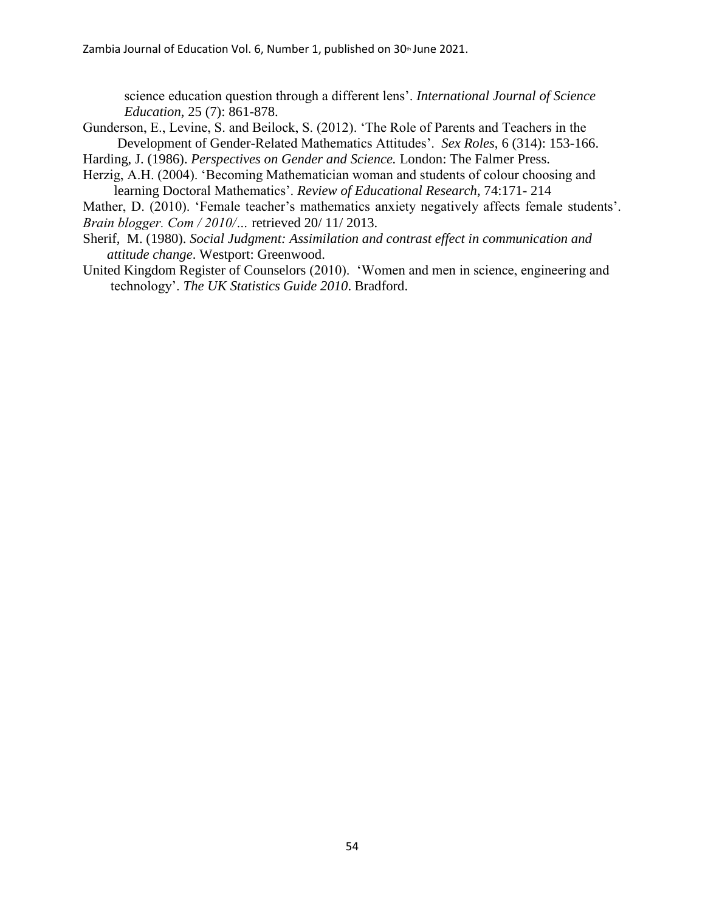science education question through a different lens'. *International Journal of Science Education*, 25 (7): 861-878.

Gunderson, E., Levine, S. and Beilock, S. (2012). 'The Role of Parents and Teachers in the Development of Gender-Related Mathematics Attitudes'. *Sex Roles*, 6 (314): 153-166.

Harding, J. (1986). *Perspectives on Gender and Science.* London: The Falmer Press.

Herzig, A.H. (2004). 'Becoming Mathematician woman and students of colour choosing and learning Doctoral Mathematics'. *Review of Educational Research*, 74:171- 214

Mather, D. (2010). 'Female teacher's mathematics anxiety negatively affects female students'. *Brain blogger. Com / 2010/…* retrieved 20/ 11/ 2013.

Sherif, M. (1980). *Social Judgment: Assimilation and contrast effect in communication and attitude change*. Westport: Greenwood.

United Kingdom Register of Counselors (2010). 'Women and men in science, engineering and technology'. *The UK Statistics Guide 2010*. Bradford.